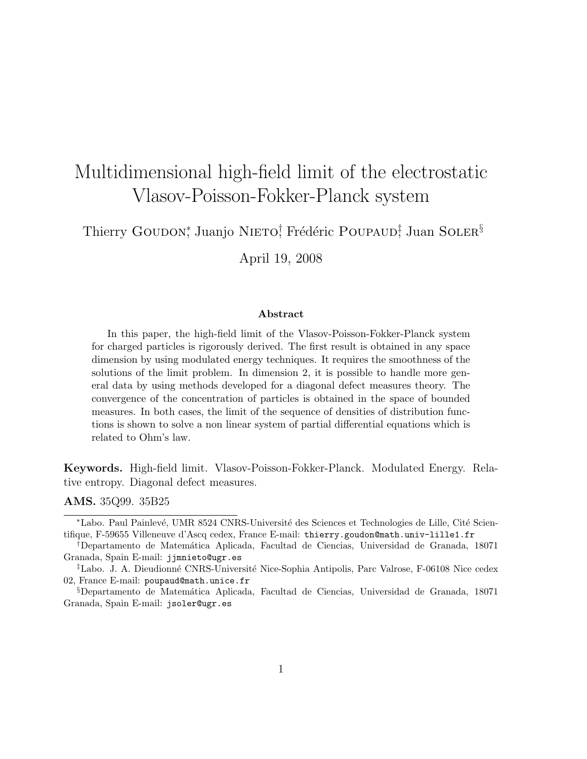# Multidimensional high-field limit of the electrostatic Vlasov-Poisson-Fokker-Planck system

Thierry Goudon[*], Juanjo Nieto[†], Frédéric Poupaud[‡], Juan Soler[§]

April 19, 2008

### Abstract

In this paper, the high-field limit of the Vlasov-Poisson-Fokker-Planck system for charged particles is rigorously derived. The first result is obtained in any space dimension by using modulated energy techniques. It requires the smoothness of the solutions of the limit problem. In dimension 2, it is possible to handle more general data by using methods developed for a diagonal defect measures theory. The convergence of the concentration of particles is obtained in the space of bounded measures. In both cases, the limit of the sequence of densities of distribution functions is shown to solve a non linear system of partial differential equations which is related to Ohm's law.

**Keywords.** High-field limit. Vlasov-Poisson-Fokker-Planck. Modulated Energy. Relative entropy. Diagonal defect measures.

**AMS.** 35Q99. 35B25

---

[*]Labo. Paul Painlevé, UMR 8524 CNRS-Université des Sciences et Technologies de Lille, Cité Scientifique, F-59655 Villeneuve d'Ascq cedex, France E-mail: `thierry.goudon@math.univ-lille1.fr`

[†]Departamento de Matemática Aplicada, Facultad de Ciencias, Universidad de Granada, 18071 Granada, Spain E-mail: `jjmnieto@ugr.es`

[‡]Labo. J. A. Dieudionné CNRS-Université Nice-Sophia Antipolis, Parc Valrose, F-06108 Nice cedex 02, France E-mail: `poupaud@math.unice.fr`

[§]Departamento de Matemática Aplicada, Facultad de Ciencias, Universidad de Granada, 18071 Granada, Spain E-mail: `jsoler@ugr.es`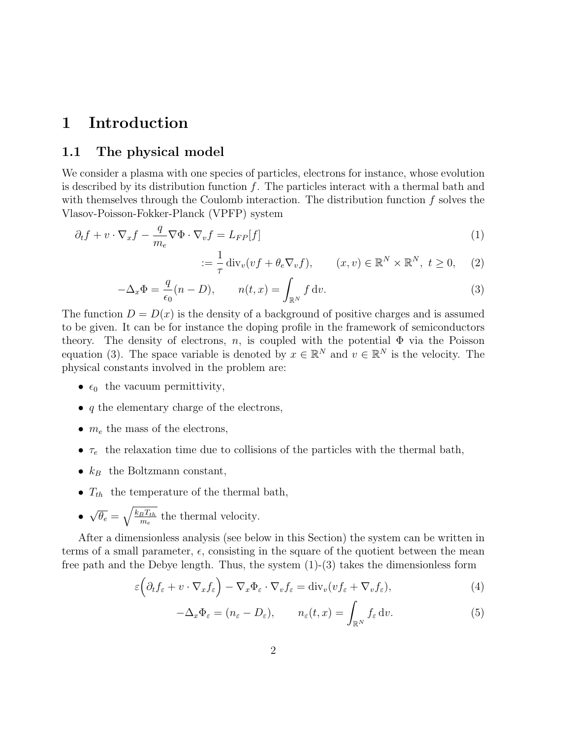# 1 Introduction

## 1.1 The physical model

We consider a plasma with one species of particles, electrons for instance, whose evolution is described by its distribution function $f$. The particles interact with a thermal bath and with themselves through the Coulomb interaction. The distribution function $f$ solves the Vlasov-Poisson-Fokker-Planck (VPFP) system

$$\partial_t f + v \cdot \nabla_x f - \frac{q}{m_e} \nabla \Phi \cdot \nabla_v f = L_{FP}[f] \tag{1}$$

$$:= \frac{1}{\tau} \operatorname{div}_v (vf + \theta_e \nabla_v f), \qquad (x, v) \in \mathbb{R}^N \times \mathbb{R}^N,\ t \geq 0, \tag{2}$$

$$-\Delta_x \Phi = \frac{q}{\epsilon_0}(n - D), \qquad n(t, x) = \int_{\mathbb{R}^N} f \, \mathrm{d}v. \tag{3}$$

The function $D = D(x)$ is the density of a background of positive charges and is assumed to be given. It can be for instance the doping profile in the framework of semiconductors theory. The density of electrons, $n$, is coupled with the potential $\Phi$ via the Poisson equation (3). The space variable is denoted by $x \in \mathbb{R}^N$ and $v \in \mathbb{R}^N$ is the velocity. The physical constants involved in the problem are:

- $\epsilon_0$ the vacuum permittivity,
- $q$ the elementary charge of the electrons,
- $m_e$ the mass of the electrons,
- $\tau_e$ the relaxation time due to collisions of the particles with the thermal bath,
- $k_B$ the Boltzmann constant,
- $T_{th}$ the temperature of the thermal bath,
- $\sqrt{\theta_e} = \sqrt{\frac{k_B T_{th}}{m_e}}$ the thermal velocity.

After a dimensionless analysis (see below in this Section) the system can be written in terms of a small parameter, $\epsilon$, consisting in the square of the quotient between the mean free path and the Debye length. Thus, the system (1)-(3) takes the dimensionless form

$$\varepsilon\Big(\partial_t f_\varepsilon + v \cdot \nabla_x f_\varepsilon\Big) - \nabla_x \Phi_\varepsilon \cdot \nabla_v f_\varepsilon = \operatorname{div}_v (v f_\varepsilon + \nabla_v f_\varepsilon), \tag{4}$$

$$-\Delta_x \Phi_\varepsilon = (n_\varepsilon - D_\varepsilon), \qquad n_\varepsilon(t, x) = \int_{\mathbb{R}^N} f_\varepsilon \, \mathrm{d}v. \tag{5}$$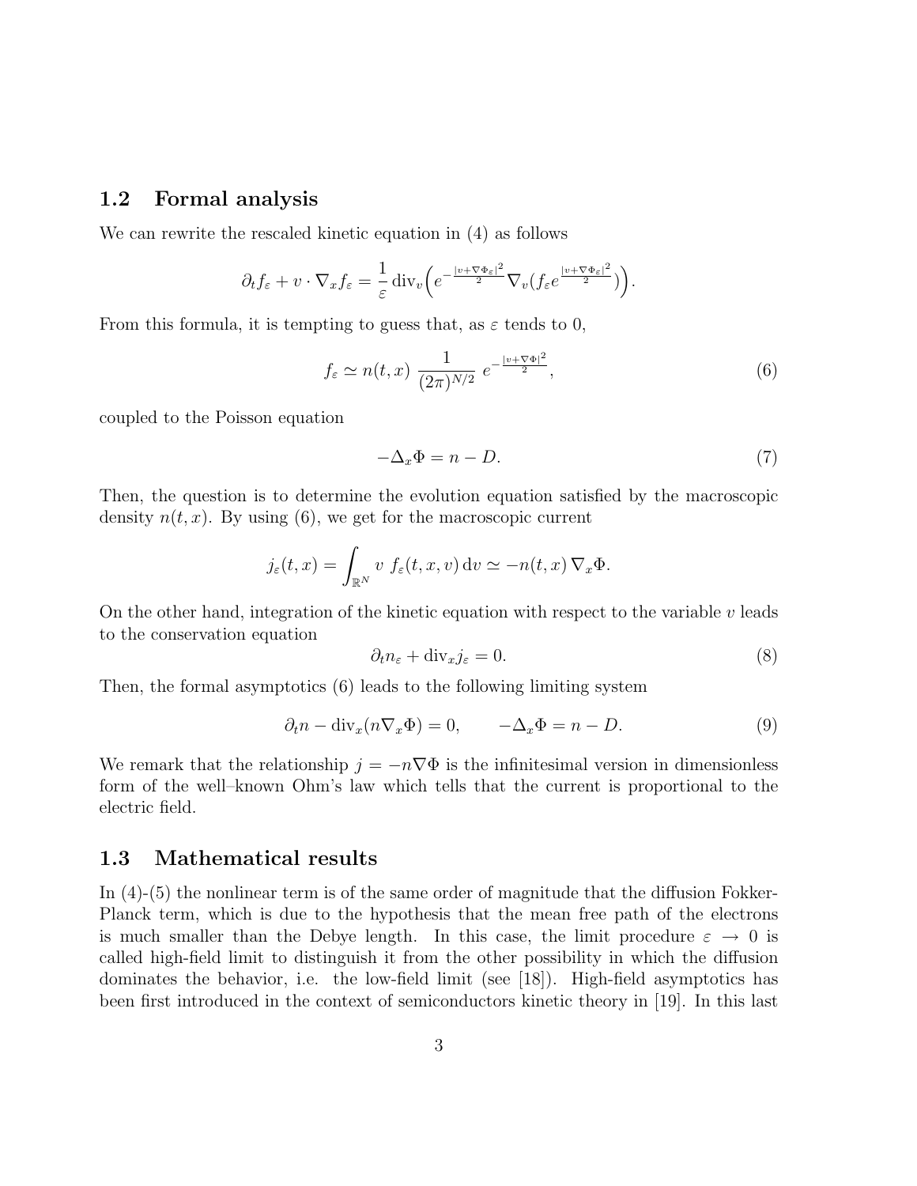### 1.2 Formal analysis

We can rewrite the rescaled kinetic equation in (4) as follows

$$\partial_t f_\varepsilon + v \cdot \nabla_x f_\varepsilon = \frac{1}{\varepsilon} \operatorname{div}_v \Big( e^{-\frac{|v+\nabla\Phi_\varepsilon|^2}{2}} \nabla_v (f_\varepsilon e^{\frac{|v+\nabla\Phi_\varepsilon|^2}{2}}) \Big).$$

From this formula, it is tempting to guess that, as $\varepsilon$ tends to 0,

$$f_\varepsilon \simeq n(t,x) \, \frac{1}{(2\pi)^{N/2}} \, e^{-\frac{|v+\nabla\Phi|^2}{2}}, \tag{6}$$

coupled to the Poisson equation

$$-\Delta_x \Phi = n - D. \tag{7}$$

Then, the question is to determine the evolution equation satisfied by the macroscopic density $n(t,x)$. By using (6), we get for the macroscopic current

$$j_\varepsilon(t,x) = \int_{\mathbb{R}^N} v \; f_\varepsilon(t,x,v) \, \mathrm{d}v \simeq -n(t,x) \, \nabla_x \Phi.$$

On the other hand, integration of the kinetic equation with respect to the variable $v$ leads to the conservation equation

$$\partial_t n_\varepsilon + \operatorname{div}_x j_\varepsilon = 0. \tag{8}$$

Then, the formal asymptotics (6) leads to the following limiting system

$$\partial_t n - \operatorname{div}_x(n \nabla_x \Phi) = 0, \qquad -\Delta_x \Phi = n - D. \tag{9}$$

We remark that the relationship $j = -n\nabla\Phi$ is the infinitesimal version in dimensionless form of the well–known Ohm's law which tells that the current is proportional to the electric field.

### 1.3 Mathematical results

In (4)-(5) the nonlinear term is of the same order of magnitude that the diffusion Fokker-Planck term, which is due to the hypothesis that the mean free path of the electrons is much smaller than the Debye length. In this case, the limit procedure $\varepsilon \to 0$ is called high-field limit to distinguish it from the other possibility in which the diffusion dominates the behavior, i.e. the low-field limit (see [18]). High-field asymptotics has been first introduced in the context of semiconductors kinetic theory in [19]. In this last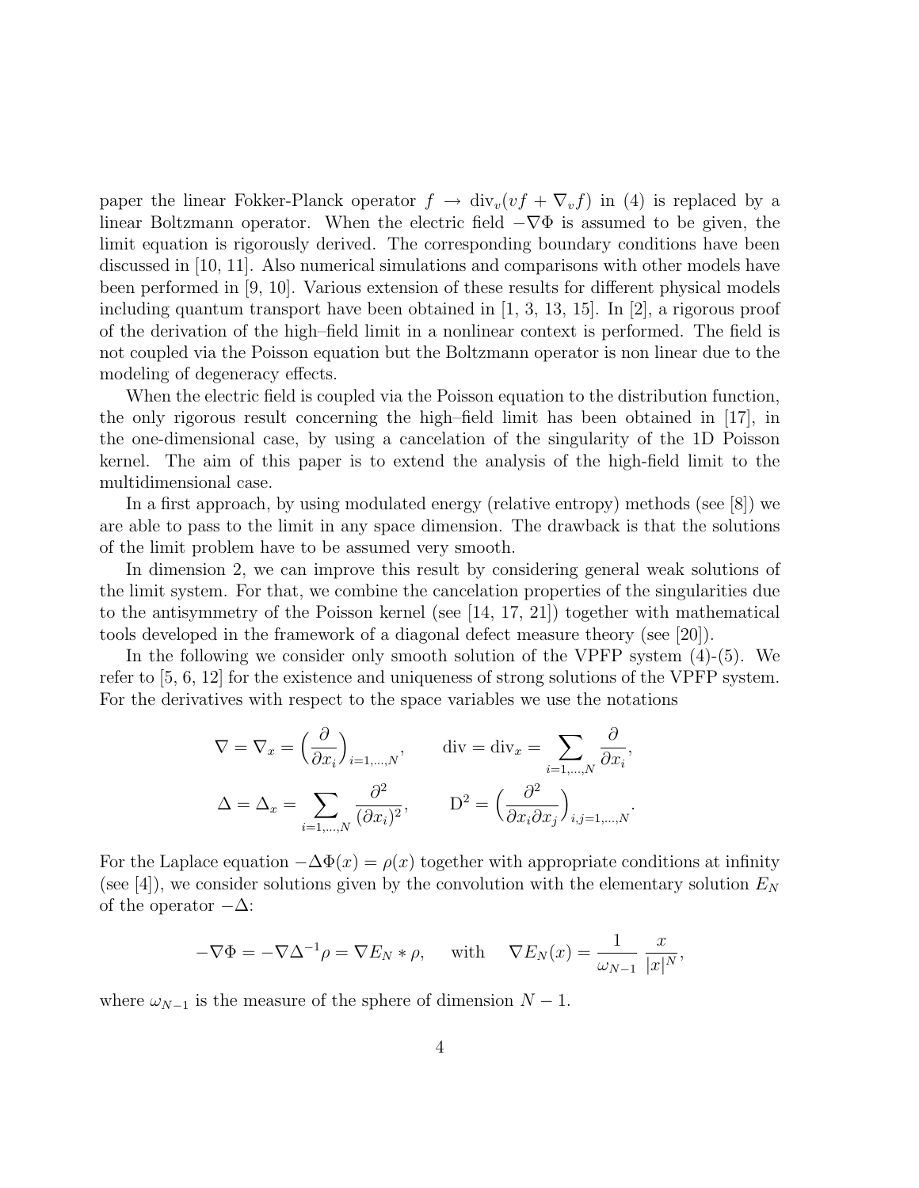paper the linear Fokker-Planck operator $f \to \mathrm{div}_v(vf + \nabla_v f)$ in (4) is replaced by a linear Boltzmann operator. When the electric field $-\nabla\Phi$ is assumed to be given, the limit equation is rigorously derived. The corresponding boundary conditions have been discussed in [10, 11]. Also numerical simulations and comparisons with other models have been performed in [9, 10]. Various extension of these results for different physical models including quantum transport have been obtained in [1, 3, 13, 15]. In [2], a rigorous proof of the derivation of the high–field limit in a nonlinear context is performed. The field is not coupled via the Poisson equation but the Boltzmann operator is non linear due to the modeling of degeneracy effects.

When the electric field is coupled via the Poisson equation to the distribution function, the only rigorous result concerning the high–field limit has been obtained in [17], in the one-dimensional case, by using a cancelation of the singularity of the 1D Poisson kernel. The aim of this paper is to extend the analysis of the high-field limit to the multidimensional case.

In a first approach, by using modulated energy (relative entropy) methods (see [8]) we are able to pass to the limit in any space dimension. The drawback is that the solutions of the limit problem have to be assumed very smooth.

In dimension 2, we can improve this result by considering general weak solutions of the limit system. For that, we combine the cancelation properties of the singularities due to the antisymmetry of the Poisson kernel (see [14, 17, 21]) together with mathematical tools developed in the framework of a diagonal defect measure theory (see [20]).

In the following we consider only smooth solution of the VPFP system (4)-(5). We refer to [5, 6, 12] for the existence and uniqueness of strong solutions of the VPFP system. For the derivatives with respect to the space variables we use the notations

$$\nabla = \nabla_x = \Big(\frac{\partial}{\partial x_i}\Big)_{i=1,\dots,N}, \qquad \mathrm{div} = \mathrm{div}_x = \sum_{i=1,\dots,N} \frac{\partial}{\partial x_i},$$

$$\Delta = \Delta_x = \sum_{i=1,\dots,N} \frac{\partial^2}{(\partial x_i)^2}, \qquad \mathrm{D}^2 = \Big(\frac{\partial^2}{\partial x_i \partial x_j}\Big)_{i,j=1,\dots,N}.$$

For the Laplace equation $-\Delta\Phi(x) = \rho(x)$ together with appropriate conditions at infinity (see [4]), we consider solutions given by the convolution with the elementary solution $E_N$ of the operator $-\Delta$:

$$-\nabla\Phi = -\nabla\Delta^{-1}\rho = \nabla E_N * \rho, \quad \text{ with } \quad \nabla E_N(x) = \frac{1}{\omega_{N-1}}\,\frac{x}{|x|^N},$$

where $\omega_{N-1}$ is the measure of the sphere of dimension $N-1$.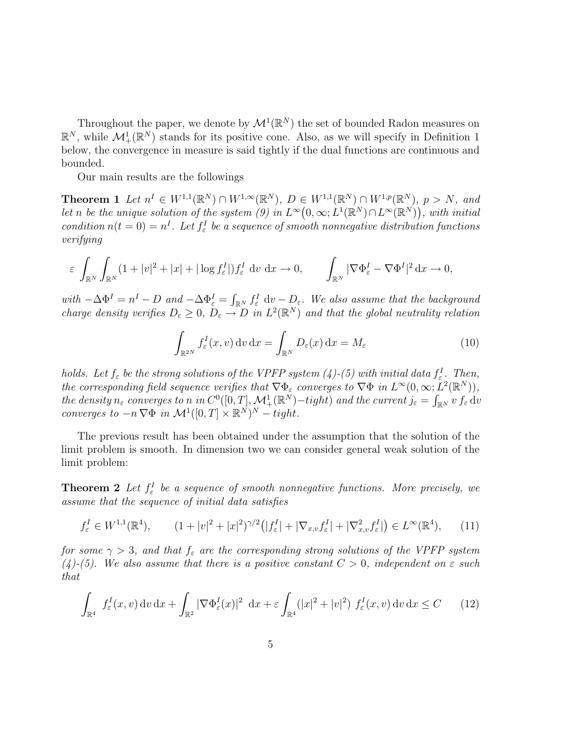Throughout the paper, we denote by $\mathcal{M}^1(\mathbb{R}^N)$ the set of bounded Radon measures on $\mathbb{R}^N$, while $\mathcal{M}^1_+(\mathbb{R}^N)$ stands for its positive cone. Also, as we will specify in Definition 1 below, the convergence in measure is said tightly if the dual functions are continuous and bounded.

Our main results are the followings

**Theorem 1** *Let $n^I \in W^{1,1}(\mathbb{R}^N) \cap W^{1,\infty}(\mathbb{R}^N)$, $D \in W^{1,1}(\mathbb{R}^N) \cap W^{1,p}(\mathbb{R}^N)$, $p > N$, and let $n$ be the unique solution of the system (9) in $L^\infty\big(0,\infty; L^1(\mathbb{R}^N) \cap L^\infty(\mathbb{R}^N)\big)$, with initial condition $n(t=0) = n^I$. Let $f^I_\varepsilon$ be a sequence of smooth nonnegative distribution functions verifying*

$$\varepsilon \int_{\mathbb{R}^N}\int_{\mathbb{R}^N} (1 + |v|^2 + |x| + |\log f^I_\varepsilon|) f^I_\varepsilon \ \mathrm{d}v \ \mathrm{d}x \to 0, \qquad \int_{\mathbb{R}^N} |\nabla \Phi^I_\varepsilon - \nabla \Phi^I|^2 \,\mathrm{d}x \to 0,$$

*with $-\Delta \Phi^I = n^I - D$ and $-\Delta \Phi^I_\varepsilon = \int_{\mathbb{R}^N} f^I_\varepsilon \ \mathrm{d}v - D_\varepsilon$. We also assume that the background charge density verifies $D_\varepsilon \geq 0$, $D_\varepsilon \to D$ in $L^2(\mathbb{R}^N)$ and that the global neutrality relation*

$$\int_{\mathbb{R}^{2N}} f^I_\varepsilon(x,v) \,\mathrm{d}v \,\mathrm{d}x = \int_{\mathbb{R}^N} D_\varepsilon(x)\,\mathrm{d}x = M_\varepsilon \tag{10}$$

*holds. Let $f_\varepsilon$ be the strong solutions of the VPFP system (4)-(5) with initial data $f^I_\varepsilon$. Then, the corresponding field sequence verifies that $\nabla\Phi_\varepsilon$ converges to $\nabla \Phi$ in $L^\infty(0,\infty; L^2(\mathbb{R}^N))$, the density $n_\varepsilon$ converges to $n$ in $C^0([0,T], \mathcal{M}^1_+(\mathbb{R}^N) - tight)$ and the current $j_\varepsilon = \int_{\mathbb{R}^N} v\, f_\varepsilon \,\mathrm{d}v$ converges to $-n\,\nabla\Phi$ in $\mathcal{M}^1([0,T]\times\mathbb{R}^N)^N - tight$.*

The previous result has been obtained under the assumption that the solution of the limit problem is smooth. In dimension two we can consider general weak solution of the limit problem:

**Theorem 2** *Let $f^I_\varepsilon$ be a sequence of smooth nonnegative functions. More precisely, we assume that the sequence of initial data satisfies*

$$f^I_\varepsilon \in W^{1,1}(\mathbb{R}^4), \qquad (1 + |v|^2 + |x|^2)^{\gamma/2}\big(|f^I_\varepsilon| + |\nabla_{x,v} f^I_\varepsilon| + |\nabla^2_{x,v} f^I_\varepsilon|\big) \in L^\infty(\mathbb{R}^4), \tag{11}$$

*for some $\gamma > 3$, and that $f_\varepsilon$ are the corresponding strong solutions of the VPFP system (4)-(5). We also assume that there is a positive constant $C > 0$, independent on $\varepsilon$ such that*

$$\int_{\mathbb{R}^4} f^I_\varepsilon(x,v)\,\mathrm{d}v\,\mathrm{d}x + \int_{\mathbb{R}^2} |\nabla\Phi^I_\varepsilon(x)|^2 \ \mathrm{d}x + \varepsilon \int_{\mathbb{R}^4} (|x|^2 + |v|^2)\ f^I_\varepsilon(x,v)\,\mathrm{d}v\,\mathrm{d}x \leq C \tag{12}$$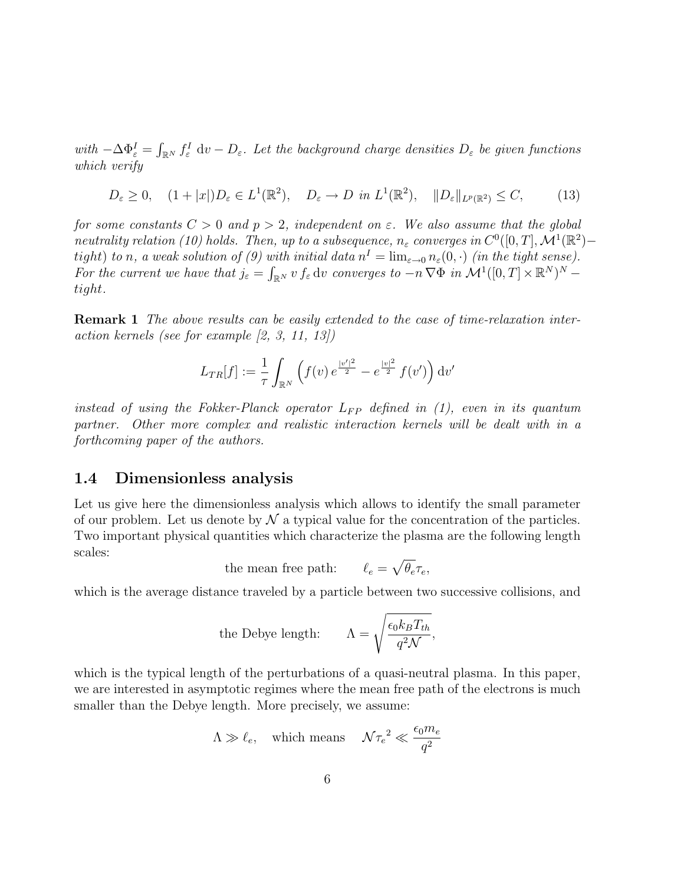*with* $-\Delta \Phi^I_\varepsilon = \int_{\mathbb{R}^N} f^I_\varepsilon \, \mathrm{d}v - D_\varepsilon$. *Let the background charge densities* $D_\varepsilon$ *be given functions which verify*

$$D_\varepsilon \geq 0, \quad (1+|x|)D_\varepsilon \in L^1(\mathbb{R}^2), \quad D_\varepsilon \to D \text{ in } L^1(\mathbb{R}^2), \quad \|D_\varepsilon\|_{L^p(\mathbb{R}^2)} \leq C, \tag{13}$$

*for some constants* $C > 0$ *and* $p > 2$, *independent on* $\varepsilon$. *We also assume that the global neutrality relation (10) holds. Then, up to a subsequence,* $n_\varepsilon$ *converges in* $C^0([0,T], \mathcal{M}^1(\mathbb{R}^2)-$ *tight) to* $n$, *a weak solution of (9) with initial data* $n^I = \lim_{\varepsilon \to 0} n_\varepsilon(0, \cdot)$ *(in the tight sense). For the current we have that* $j_\varepsilon = \int_{\mathbb{R}^N} v \, f_\varepsilon \, \mathrm{d}v$ *converges to* $-n \nabla \Phi$ *in* $\mathcal{M}^1([0,T] \times \mathbb{R}^N)^N-$ *tight.*

**Remark 1** *The above results can be easily extended to the case of time-relaxation interaction kernels (see for example [2, 3, 11, 13])*

$$L_{TR}[f] := \frac{1}{\tau} \int_{\mathbb{R}^N} \left( f(v) \, e^{\frac{|v'|^2}{2}} - e^{\frac{|v|^2}{2}} \, f(v') \right) \mathrm{d}v'$$

*instead of using the Fokker-Planck operator* $L_{FP}$ *defined in (1), even in its quantum partner. Other more complex and realistic interaction kernels will be dealt with in a forthcoming paper of the authors.*

## 1.4 Dimensionless analysis

Let us give here the dimensionless analysis which allows to identify the small parameter of our problem. Let us denote by $\mathcal{N}$ a typical value for the concentration of the particles. Two important physical quantities which characterize the plasma are the following length scales:

$$\text{the mean free path:} \qquad \ell_e = \sqrt{\theta_e} \tau_e,$$

which is the average distance traveled by a particle between two successive collisions, and

$$\text{the Debye length:} \qquad \Lambda = \sqrt{\frac{\epsilon_0 k_B T_{th}}{q^2 \mathcal{N}}},$$

which is the typical length of the perturbations of a quasi-neutral plasma. In this paper, we are interested in asymptotic regimes where the mean free path of the electrons is much smaller than the Debye length. More precisely, we assume:

$$\Lambda \gg \ell_e, \quad \text{which means} \quad \mathcal{N} {\tau_e}^2 \ll \frac{\epsilon_0 m_e}{q^2}$$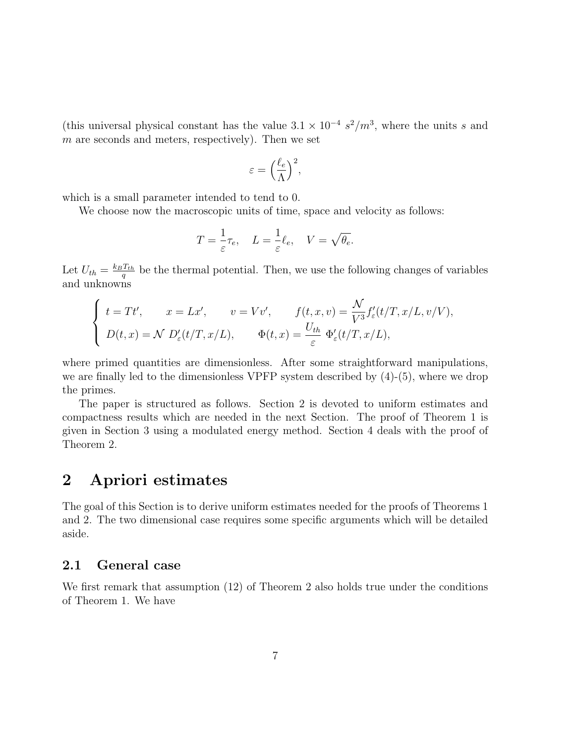(this universal physical constant has the value $3.1 \times 10^{-4}\ s^2/m^3$, where the units $s$ and $m$ are seconds and meters, respectively). Then we set

$$\varepsilon = \left(\frac{\ell_e}{\Lambda}\right)^2,$$

which is a small parameter intended to tend to 0.

We choose now the macroscopic units of time, space and velocity as follows:

$$T = \frac{1}{\varepsilon}\tau_e, \quad L = \frac{1}{\varepsilon}\ell_e, \quad V = \sqrt{\theta_e}.$$

Let $U_{th} = \frac{k_B T_{th}}{q}$ be the thermal potential. Then, we use the following changes of variables and unknowns

$$\begin{cases} t = Tt', \qquad x = Lx', \qquad v = Vv', \qquad f(t,x,v) = \dfrac{\mathcal{N}}{V^3} f'_\varepsilon(t/T, x/L, v/V), \\ D(t,x) = \mathcal{N}\ D'_\varepsilon(t/T, x/L), \qquad \Phi(t,x) = \dfrac{U_{th}}{\varepsilon}\ \Phi'_\varepsilon(t/T, x/L), \end{cases}$$

where primed quantities are dimensionless. After some straightforward manipulations, we are finally led to the dimensionless VPFP system described by (4)-(5), where we drop the primes.

The paper is structured as follows. Section 2 is devoted to uniform estimates and compactness results which are needed in the next Section. The proof of Theorem 1 is given in Section 3 using a modulated energy method. Section 4 deals with the proof of Theorem 2.

# 2 Apriori estimates

The goal of this Section is to derive uniform estimates needed for the proofs of Theorems 1 and 2. The two dimensional case requires some specific arguments which will be detailed aside.

## 2.1 General case

We first remark that assumption (12) of Theorem 2 also holds true under the conditions of Theorem 1. We have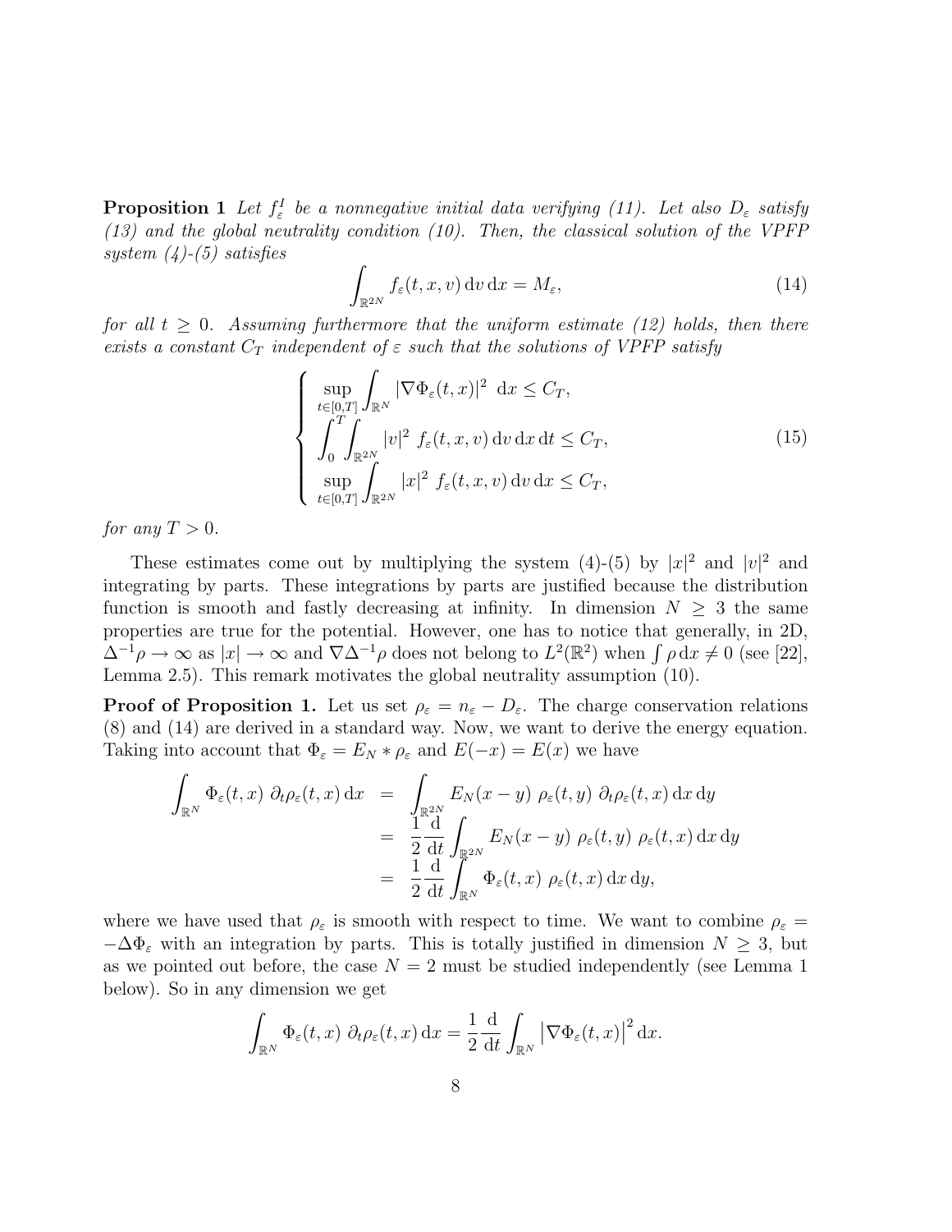**Proposition 1** *Let $f_\varepsilon^I$ be a nonnegative initial data verifying (11). Let also $D_\varepsilon$ satisfy (13) and the global neutrality condition (10). Then, the classical solution of the VPFP system (4)-(5) satisfies*

$$\int_{\mathbb{R}^{2N}} f_\varepsilon(t,x,v)\,\mathrm{d}v\,\mathrm{d}x = M_\varepsilon, \tag{14}$$

*for all $t \geq 0$. Assuming furthermore that the uniform estimate (12) holds, then there exists a constant $C_T$ independent of $\varepsilon$ such that the solutions of VPFP satisfy*

$$\begin{cases} \displaystyle\sup_{t\in[0,T]} \int_{\mathbb{R}^N} |\nabla \Phi_\varepsilon(t,x)|^2 \;\mathrm{d}x \leq C_T, \\ \displaystyle\int_0^T \int_{\mathbb{R}^{2N}} |v|^2 \; f_\varepsilon(t,x,v)\,\mathrm{d}v\,\mathrm{d}x\,\mathrm{d}t \leq C_T, \\ \displaystyle\sup_{t\in[0,T]} \int_{\mathbb{R}^{2N}} |x|^2 \; f_\varepsilon(t,x,v)\,\mathrm{d}v\,\mathrm{d}x \leq C_T, \end{cases} \tag{15}$$

*for any $T > 0$.*

These estimates come out by multiplying the system (4)-(5) by $|x|^2$ and $|v|^2$ and integrating by parts. These integrations by parts are justified because the distribution function is smooth and fastly decreasing at infinity. In dimension $N \geq 3$ the same properties are true for the potential. However, one has to notice that generally, in 2D, $\Delta^{-1}\rho \to \infty$ as $|x| \to \infty$ and $\nabla\Delta^{-1}\rho$ does not belong to $L^2(\mathbb{R}^2)$ when $\int \rho\,\mathrm{d}x \neq 0$ (see [22], Lemma 2.5). This remark motivates the global neutrality assumption (10).

**Proof of Proposition 1.** Let us set $\rho_\varepsilon = n_\varepsilon - D_\varepsilon$. The charge conservation relations (8) and (14) are derived in a standard way. Now, we want to derive the energy equation. Taking into account that $\Phi_\varepsilon = E_N * \rho_\varepsilon$ and $E(-x) = E(x)$ we have

$$\begin{aligned} \int_{\mathbb{R}^N} \Phi_\varepsilon(t,x)\; \partial_t \rho_\varepsilon(t,x)\,\mathrm{d}x &= \int_{\mathbb{R}^{2N}} E_N(x-y)\; \rho_\varepsilon(t,y)\; \partial_t\rho_\varepsilon(t,x)\,\mathrm{d}x\,\mathrm{d}y \\ &= \frac{1}{2}\frac{\mathrm{d}}{\mathrm{d}t} \int_{\mathbb{R}^{2N}} E_N(x-y)\; \rho_\varepsilon(t,y)\; \rho_\varepsilon(t,x)\,\mathrm{d}x\,\mathrm{d}y \\ &= \frac{1}{2}\frac{\mathrm{d}}{\mathrm{d}t} \int_{\mathbb{R}^N} \Phi_\varepsilon(t,x)\; \rho_\varepsilon(t,x)\,\mathrm{d}x\,\mathrm{d}y, \end{aligned}$$

where we have used that $\rho_\varepsilon$ is smooth with respect to time. We want to combine $\rho_\varepsilon = -\Delta\Phi_\varepsilon$ with an integration by parts. This is totally justified in dimension $N \geq 3$, but as we pointed out before, the case $N = 2$ must be studied independently (see Lemma 1 below). So in any dimension we get

$$\int_{\mathbb{R}^N} \Phi_\varepsilon(t,x)\; \partial_t\rho_\varepsilon(t,x)\,\mathrm{d}x = \frac{1}{2}\frac{\mathrm{d}}{\mathrm{d}t} \int_{\mathbb{R}^N} \left|\nabla\Phi_\varepsilon(t,x)\right|^2 \mathrm{d}x.$$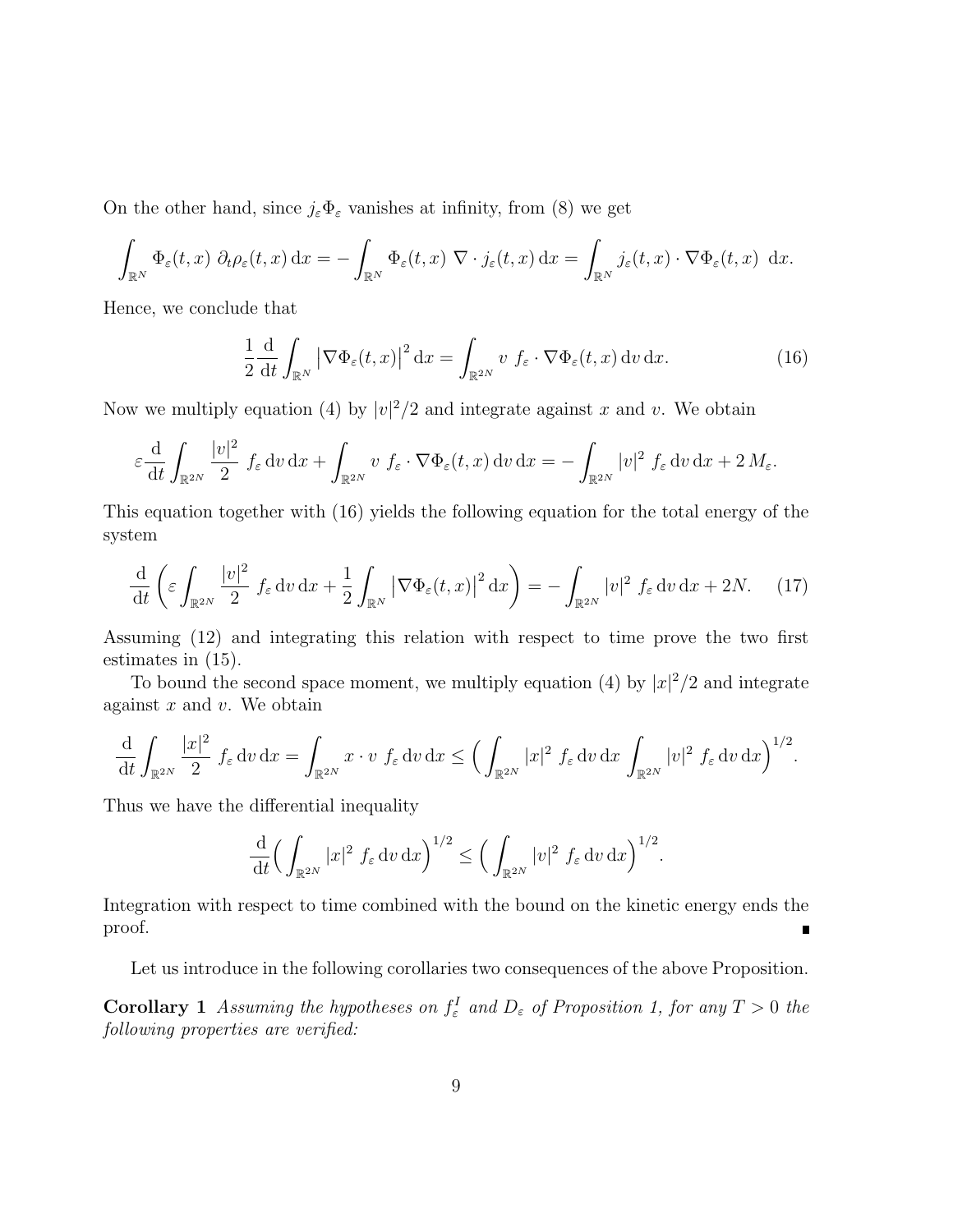On the other hand, since $j_\varepsilon \Phi_\varepsilon$ vanishes at infinity, from (8) we get

$$\int_{\mathbb{R}^N} \Phi_\varepsilon(t,x)\ \partial_t \rho_\varepsilon(t,x)\,\mathrm{d}x = -\int_{\mathbb{R}^N} \Phi_\varepsilon(t,x)\ \nabla\cdot j_\varepsilon(t,x)\,\mathrm{d}x = \int_{\mathbb{R}^N} j_\varepsilon(t,x)\cdot\nabla\Phi_\varepsilon(t,x)\ \mathrm{d}x.$$

Hence, we conclude that

$$\frac{1}{2}\frac{\mathrm{d}}{\mathrm{d}t}\int_{\mathbb{R}^N} \left|\nabla\Phi_\varepsilon(t,x)\right|^2 \mathrm{d}x = \int_{\mathbb{R}^{2N}} v\ f_\varepsilon \cdot \nabla\Phi_\varepsilon(t,x)\,\mathrm{d}v\,\mathrm{d}x. \tag{16}$$

Now we multiply equation (4) by $|v|^2/2$ and integrate against $x$ and $v$. We obtain

$$\varepsilon\frac{\mathrm{d}}{\mathrm{d}t}\int_{\mathbb{R}^{2N}} \frac{|v|^2}{2}\ f_\varepsilon\,\mathrm{d}v\,\mathrm{d}x + \int_{\mathbb{R}^{2N}} v\ f_\varepsilon\cdot\nabla\Phi_\varepsilon(t,x)\,\mathrm{d}v\,\mathrm{d}x = -\int_{\mathbb{R}^{2N}} |v|^2\ f_\varepsilon\,\mathrm{d}v\,\mathrm{d}x + 2\,M_\varepsilon.$$

This equation together with (16) yields the following equation for the total energy of the system

$$\frac{\mathrm{d}}{\mathrm{d}t}\left(\varepsilon\int_{\mathbb{R}^{2N}} \frac{|v|^2}{2}\ f_\varepsilon\,\mathrm{d}v\,\mathrm{d}x + \frac{1}{2}\int_{\mathbb{R}^N}\left|\nabla\Phi_\varepsilon(t,x)\right|^2\mathrm{d}x\right) = -\int_{\mathbb{R}^{2N}} |v|^2\ f_\varepsilon\,\mathrm{d}v\,\mathrm{d}x + 2N. \tag{17}$$

Assuming (12) and integrating this relation with respect to time prove the two first estimates in (15).

To bound the second space moment, we multiply equation (4) by $|x|^2/2$ and integrate against $x$ and $v$. We obtain

$$\frac{\mathrm{d}}{\mathrm{d}t}\int_{\mathbb{R}^{2N}} \frac{|x|^2}{2}\ f_\varepsilon\,\mathrm{d}v\,\mathrm{d}x = \int_{\mathbb{R}^{2N}} x\cdot v\ f_\varepsilon\,\mathrm{d}v\,\mathrm{d}x \le \Big(\int_{\mathbb{R}^{2N}} |x|^2\ f_\varepsilon\,\mathrm{d}v\,\mathrm{d}x\ \int_{\mathbb{R}^{2N}} |v|^2\ f_\varepsilon\,\mathrm{d}v\,\mathrm{d}x\Big)^{1/2}.$$

Thus we have the differential inequality

$$\frac{\mathrm{d}}{\mathrm{d}t}\Big(\int_{\mathbb{R}^{2N}} |x|^2\ f_\varepsilon\,\mathrm{d}v\,\mathrm{d}x\Big)^{1/2} \le \Big(\int_{\mathbb{R}^{2N}} |v|^2\ f_\varepsilon\,\mathrm{d}v\,\mathrm{d}x\Big)^{1/2}.$$

Integration with respect to time combined with the bound on the kinetic energy ends the proof. ∎

Let us introduce in the following corollaries two consequences of the above Proposition.

**Corollary 1** *Assuming the hypotheses on $f_\varepsilon^I$ and $D_\varepsilon$ of Proposition 1, for any $T > 0$ the following properties are verified:*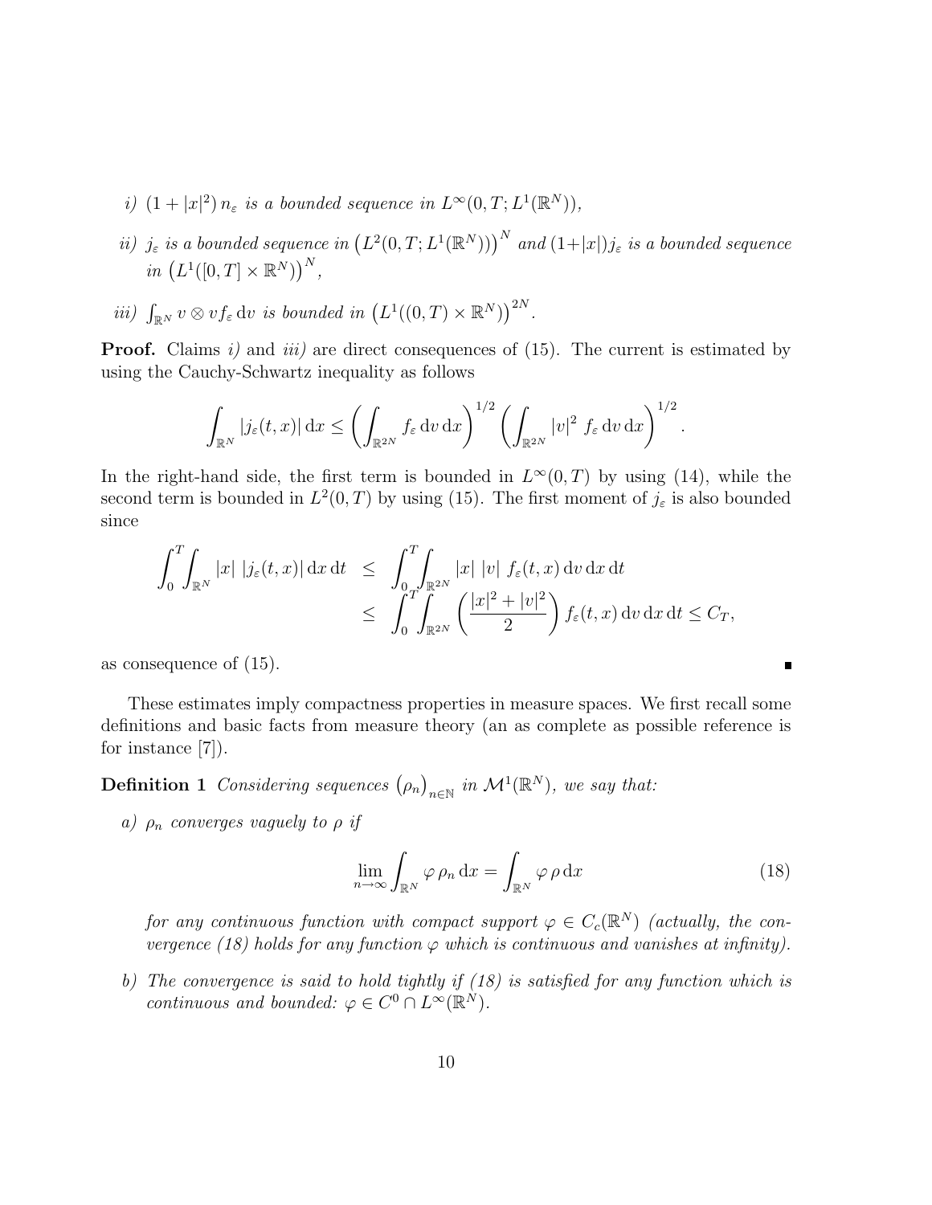*i)* $(1+|x|^2)\, n_\varepsilon$ *is a bounded sequence in* $L^\infty(0,T;L^1(\mathbb{R}^N))$,

*ii)* $j_\varepsilon$ *is a bounded sequence in* $\left(L^2(0,T;L^1(\mathbb{R}^N))\right)^N$ *and* $(1+|x|)j_\varepsilon$ *is a bounded sequence in* $\left(L^1([0,T]\times\mathbb{R}^N)\right)^N$,

*iii)* $\int_{\mathbb{R}^N} v\otimes v f_\varepsilon \,\mathrm{d}v$ *is bounded in* $\left(L^1((0,T)\times\mathbb{R}^N)\right)^{2N}$.

**Proof.** Claims *i)* and *iii)* are direct consequences of (15). The current is estimated by using the Cauchy-Schwartz inequality as follows

$$\int_{\mathbb{R}^N} |j_\varepsilon(t,x)| \,\mathrm{d}x \le \left(\int_{\mathbb{R}^{2N}} f_\varepsilon \,\mathrm{d}v\,\mathrm{d}x\right)^{1/2} \left(\int_{\mathbb{R}^{2N}} |v|^2 \, f_\varepsilon \,\mathrm{d}v\,\mathrm{d}x\right)^{1/2}.$$

In the right-hand side, the first term is bounded in $L^\infty(0,T)$ by using (14), while the second term is bounded in $L^2(0,T)$ by using (15). The first moment of $j_\varepsilon$ is also bounded since

$$\begin{aligned}
\int_0^T\int_{\mathbb{R}^N} |x| \; |j_\varepsilon(t,x)| \,\mathrm{d}x\,\mathrm{d}t &\le \int_0^T\int_{\mathbb{R}^{2N}} |x| \; |v| \; f_\varepsilon(t,x)\,\mathrm{d}v\,\mathrm{d}x\,\mathrm{d}t \\
&\le \int_0^T\int_{\mathbb{R}^{2N}} \left(\frac{|x|^2+|v|^2}{2}\right) f_\varepsilon(t,x)\,\mathrm{d}v\,\mathrm{d}x\,\mathrm{d}t \le C_T,
\end{aligned}$$

as consequence of (15). ∎

These estimates imply compactness properties in measure spaces. We first recall some definitions and basic facts from measure theory (an as complete as possible reference is for instance [7]).

**Definition 1** *Considering sequences* $\left(\rho_n\right)_{n\in\mathbb{N}}$ *in* $\mathcal{M}^1(\mathbb{R}^N)$*, we say that:*

*a)* $\rho_n$ *converges vaguely to* $\rho$ *if*

$$\lim_{n\to\infty}\int_{\mathbb{R}^N} \varphi\, \rho_n \,\mathrm{d}x = \int_{\mathbb{R}^N} \varphi\,\rho\,\mathrm{d}x \tag{18}$$

*for any continuous function with compact support* $\varphi\in C_c(\mathbb{R}^N)$ *(actually, the convergence (18) holds for any function* $\varphi$ *which is continuous and vanishes at infinity).*

*b) The convergence is said to hold tightly if (18) is satisfied for any function which is continuous and bounded:* $\varphi\in C^0\cap L^\infty(\mathbb{R}^N)$.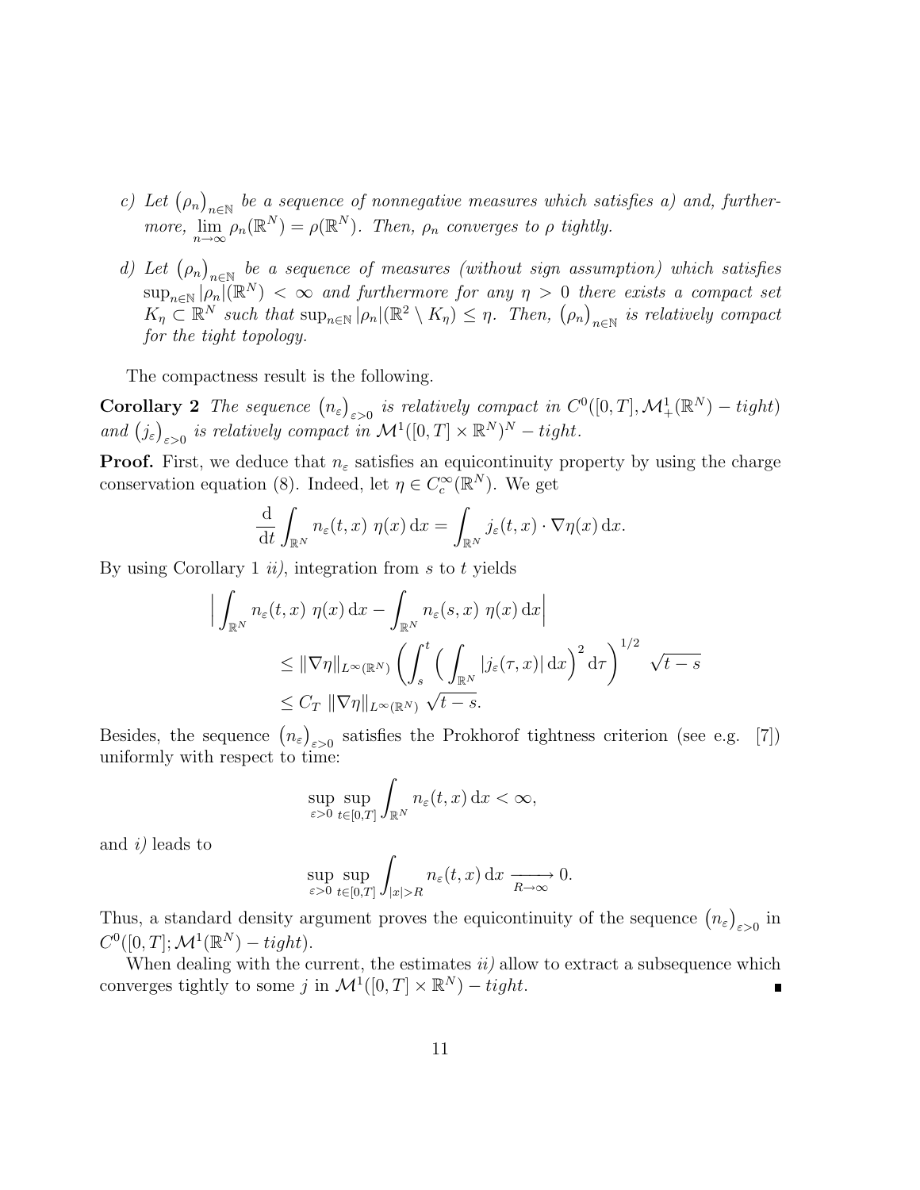c) Let $\left(\rho_n\right)_{n\in\mathbb{N}}$ be a sequence of nonnegative measures which satisfies a) and, furthermore, $\lim\limits_{n\to\infty} \rho_n(\mathbb{R}^N) = \rho(\mathbb{R}^N)$. Then, $\rho_n$ converges to $\rho$ tightly.

d) Let $\left(\rho_n\right)_{n\in\mathbb{N}}$ be a sequence of measures (without sign assumption) which satisfies $\sup_{n\in\mathbb{N}} |\rho_n|(\mathbb{R}^N) < \infty$ and furthermore for any $\eta > 0$ there exists a compact set $K_\eta \subset \mathbb{R}^N$ such that $\sup_{n\in\mathbb{N}} |\rho_n|(\mathbb{R}^2 \setminus K_\eta) \leq \eta$. Then, $\left(\rho_n\right)_{n\in\mathbb{N}}$ is relatively compact for the tight topology.

The compactness result is the following.

**Corollary 2** *The sequence $\left(n_\varepsilon\right)_{\varepsilon>0}$ is relatively compact in $C^0([0,T], \mathcal{M}^1_+(\mathbb{R}^N) - tight)$ and $\left(j_\varepsilon\right)_{\varepsilon>0}$ is relatively compact in $\mathcal{M}^1([0,T]\times\mathbb{R}^N)^N - tight$.*

**Proof.** First, we deduce that $n_\varepsilon$ satisfies an equicontinuity property by using the charge conservation equation (8). Indeed, let $\eta \in C_c^\infty(\mathbb{R}^N)$. We get

$$\frac{\mathrm{d}}{\mathrm{d}t} \int_{\mathbb{R}^N} n_\varepsilon(t,x)\ \eta(x)\,\mathrm{d}x = \int_{\mathbb{R}^N} j_\varepsilon(t,x)\cdot\nabla\eta(x)\,\mathrm{d}x.$$

By using Corollary 1 *ii)*, integration from $s$ to $t$ yields

$$\begin{aligned}
\Big|\int_{\mathbb{R}^N} n_\varepsilon(t,x)\ \eta(x)\,\mathrm{d}x - \int_{\mathbb{R}^N} n_\varepsilon(s,x)\ \eta(x)\,\mathrm{d}x\Big| \\
&\leq \|\nabla\eta\|_{L^\infty(\mathbb{R}^N)} \left(\int_s^t \Big(\int_{\mathbb{R}^N} |j_\varepsilon(\tau,x)|\,\mathrm{d}x\Big)^2 \mathrm{d}\tau\right)^{1/2} \sqrt{t-s} \\
&\leq C_T\ \|\nabla\eta\|_{L^\infty(\mathbb{R}^N)}\ \sqrt{t-s}.
\end{aligned}$$

Besides, the sequence $\left(n_\varepsilon\right)_{\varepsilon>0}$ satisfies the Prokhorof tightness criterion (see e.g. [7]) uniformly with respect to time:

$$\sup_{\varepsilon>0}\sup_{t\in[0,T]} \int_{\mathbb{R}^N} n_\varepsilon(t,x)\,\mathrm{d}x < \infty,$$

and *i)* leads to

$$\sup_{\varepsilon>0}\sup_{t\in[0,T]} \int_{|x|>R} n_\varepsilon(t,x)\,\mathrm{d}x \xrightarrow[R\to\infty]{} 0.$$

Thus, a standard density argument proves the equicontinuity of the sequence $\left(n_\varepsilon\right)_{\varepsilon>0}$ in $C^0([0,T];\mathcal{M}^1(\mathbb{R}^N) - tight)$.

When dealing with the current, the estimates *ii)* allow to extract a subsequence which converges tightly to some $j$ in $\mathcal{M}^1([0,T]\times\mathbb{R}^N) - tight$. ∎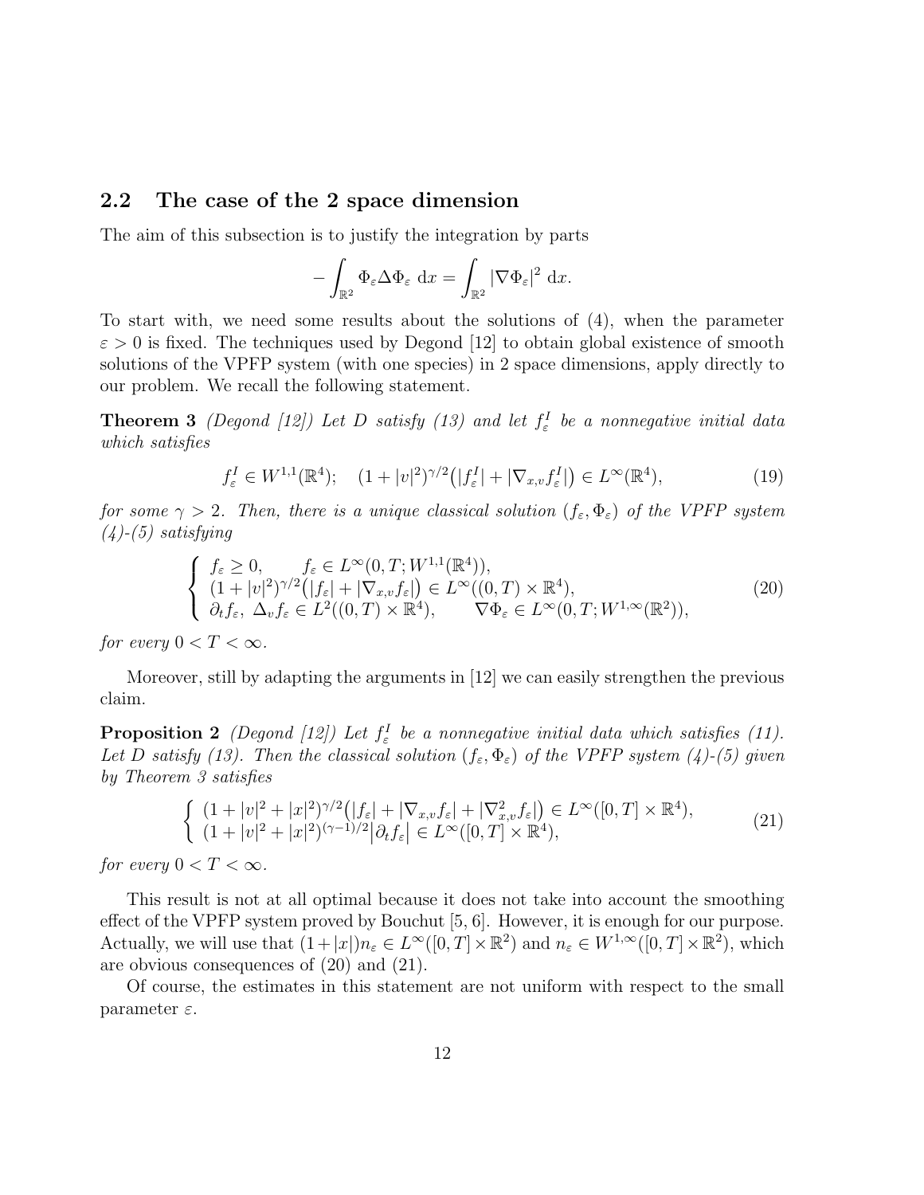### 2.2 The case of the 2 space dimension

The aim of this subsection is to justify the integration by parts

$$-\int_{\mathbb{R}^2} \Phi_\varepsilon \Delta \Phi_\varepsilon \; \mathrm{d}x = \int_{\mathbb{R}^2} |\nabla \Phi_\varepsilon|^2 \; \mathrm{d}x.$$

To start with, we need some results about the solutions of (4), when the parameter $\varepsilon > 0$ is fixed. The techniques used by Degond [12] to obtain global existence of smooth solutions of the VPFP system (with one species) in 2 space dimensions, apply directly to our problem. We recall the following statement.

**Theorem 3** *(Degond [12]) Let $D$ satisfy (13) and let $f_\varepsilon^I$ be a nonnegative initial data which satisfies*

$$f_\varepsilon^I \in W^{1,1}(\mathbb{R}^4); \quad (1+|v|^2)^{\gamma/2}\big(|f_\varepsilon^I| + |\nabla_{x,v} f_\varepsilon^I|\big) \in L^\infty(\mathbb{R}^4), \tag{19}$$

*for some $\gamma > 2$. Then, there is a unique classical solution $(f_\varepsilon, \Phi_\varepsilon)$ of the VPFP system (4)-(5) satisfying*

$$\left\{ \begin{array}{l} f_\varepsilon \geq 0, \qquad f_\varepsilon \in L^\infty(0,T; W^{1,1}(\mathbb{R}^4)), \\ (1+|v|^2)^{\gamma/2}\big(|f_\varepsilon| + |\nabla_{x,v} f_\varepsilon|\big) \in L^\infty((0,T)\times\mathbb{R}^4), \\ \partial_t f_\varepsilon, \ \Delta_v f_\varepsilon \in L^2((0,T)\times\mathbb{R}^4), \qquad \nabla\Phi_\varepsilon \in L^\infty(0,T; W^{1,\infty}(\mathbb{R}^2)), \end{array} \right. \tag{20}$$

*for every $0 < T < \infty$.*

Moreover, still by adapting the arguments in [12] we can easily strengthen the previous claim.

**Proposition 2** *(Degond [12]) Let $f_\varepsilon^I$ be a nonnegative initial data which satisfies (11). Let $D$ satisfy (13). Then the classical solution $(f_\varepsilon, \Phi_\varepsilon)$ of the VPFP system (4)-(5) given by Theorem 3 satisfies*

$$\left\{ \begin{array}{l} (1+|v|^2+|x|^2)^{\gamma/2}\big(|f_\varepsilon| + |\nabla_{x,v} f_\varepsilon| + |\nabla^2_{x,v} f_\varepsilon|\big) \in L^\infty([0,T]\times\mathbb{R}^4), \\ (1+|v|^2+|x|^2)^{(\gamma-1)/2}\big|\partial_t f_\varepsilon\big| \in L^\infty([0,T]\times\mathbb{R}^4), \end{array} \right. \tag{21}$$

*for every $0 < T < \infty$.*

This result is not at all optimal because it does not take into account the smoothing effect of the VPFP system proved by Bouchut [5, 6]. However, it is enough for our purpose. Actually, we will use that $(1+|x|)n_\varepsilon \in L^\infty([0,T]\times\mathbb{R}^2)$ and $n_\varepsilon \in W^{1,\infty}([0,T]\times\mathbb{R}^2)$, which are obvious consequences of (20) and (21).

Of course, the estimates in this statement are not uniform with respect to the small parameter $\varepsilon$.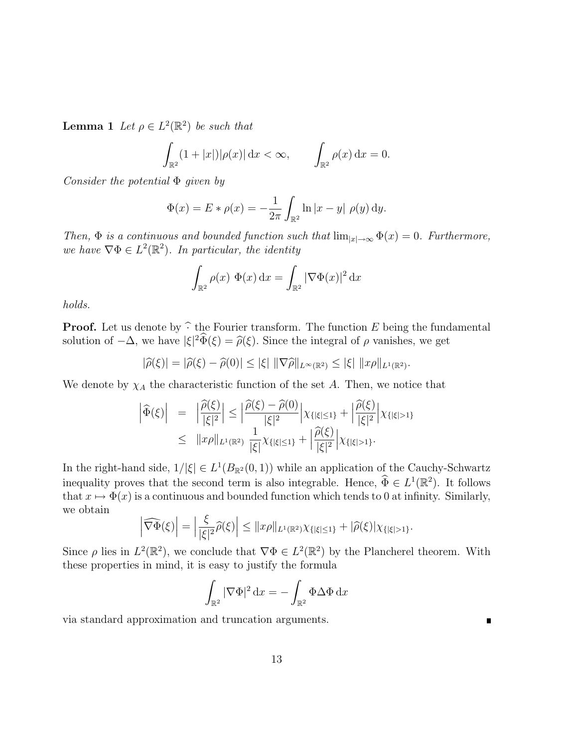**Lemma 1** *Let $\rho \in L^2(\mathbb{R}^2)$ be such that*

$$\int_{\mathbb{R}^2} (1+|x|)|\rho(x)|\,\mathrm{d}x < \infty, \qquad \int_{\mathbb{R}^2} \rho(x)\,\mathrm{d}x = 0.$$

*Consider the potential $\Phi$ given by*

$$\Phi(x) = E * \rho(x) = -\frac{1}{2\pi}\int_{\mathbb{R}^2} \ln|x-y|\ \rho(y)\,\mathrm{d}y.$$

*Then, $\Phi$ is a continuous and bounded function such that $\lim_{|x|\to\infty}\Phi(x) = 0$. Furthermore, we have $\nabla\Phi \in L^2(\mathbb{R}^2)$. In particular, the identity*

$$\int_{\mathbb{R}^2} \rho(x)\ \Phi(x)\,\mathrm{d}x = \int_{\mathbb{R}^2} |\nabla\Phi(x)|^2\,\mathrm{d}x$$

*holds.*

**Proof.** Let us denote by $\widehat{\cdot}$ the Fourier transform. The function $E$ being the fundamental solution of $-\Delta$, we have $|\xi|^2\widehat{\Phi}(\xi) = \widehat{\rho}(\xi)$. Since the integral of $\rho$ vanishes, we get

$$|\widehat{\rho}(\xi)| = |\widehat{\rho}(\xi) - \widehat{\rho}(0)| \le |\xi|\ \|\nabla\widehat{\rho}\|_{L^\infty(\mathbb{R}^2)} \le |\xi|\ \|x\rho\|_{L^1(\mathbb{R}^2)}.$$

We denote by $\chi_A$ the characteristic function of the set $A$. Then, we notice that

$$\begin{aligned}
\Big|\widehat{\Phi}(\xi)\Big| &= \Big|\frac{\widehat{\rho}(\xi)}{|\xi|^2}\Big| \le \Big|\frac{\widehat{\rho}(\xi)-\widehat{\rho}(0)}{|\xi|^2}\Big|\chi_{\{|\xi|\le 1\}} + \Big|\frac{\widehat{\rho}(\xi)}{|\xi|^2}\Big|\chi_{\{|\xi|>1\}} \\
&\le \|x\rho\|_{L^1(\mathbb{R}^2)}\ \frac{1}{|\xi|}\chi_{\{|\xi|\le 1\}} + \Big|\frac{\widehat{\rho}(\xi)}{|\xi|^2}\Big|\chi_{\{|\xi|>1\}}.
\end{aligned}$$

In the right-hand side, $1/|\xi| \in L^1(B_{\mathbb{R}^2}(0,1))$ while an application of the Cauchy-Schwartz inequality proves that the second term is also integrable. Hence, $\widehat{\Phi} \in L^1(\mathbb{R}^2)$. It follows that $x \mapsto \Phi(x)$ is a continuous and bounded function which tends to 0 at infinity. Similarly, we obtain

$$\Big|\widehat{\nabla\Phi}(\xi)\Big| = \Big|\frac{\xi}{|\xi|^2}\widehat{\rho}(\xi)\Big| \le \|x\rho\|_{L^1(\mathbb{R}^2)}\chi_{\{|\xi|\le 1\}} + |\widehat{\rho}(\xi)|\chi_{\{|\xi|>1\}}.$$

Since $\rho$ lies in $L^2(\mathbb{R}^2)$, we conclude that $\nabla\Phi \in L^2(\mathbb{R}^2)$ by the Plancherel theorem. With these properties in mind, it is easy to justify the formula

$$\int_{\mathbb{R}^2} |\nabla\Phi|^2\,\mathrm{d}x = -\int_{\mathbb{R}^2} \Phi\Delta\Phi\,\mathrm{d}x$$

via standard approximation and truncation arguments. ∎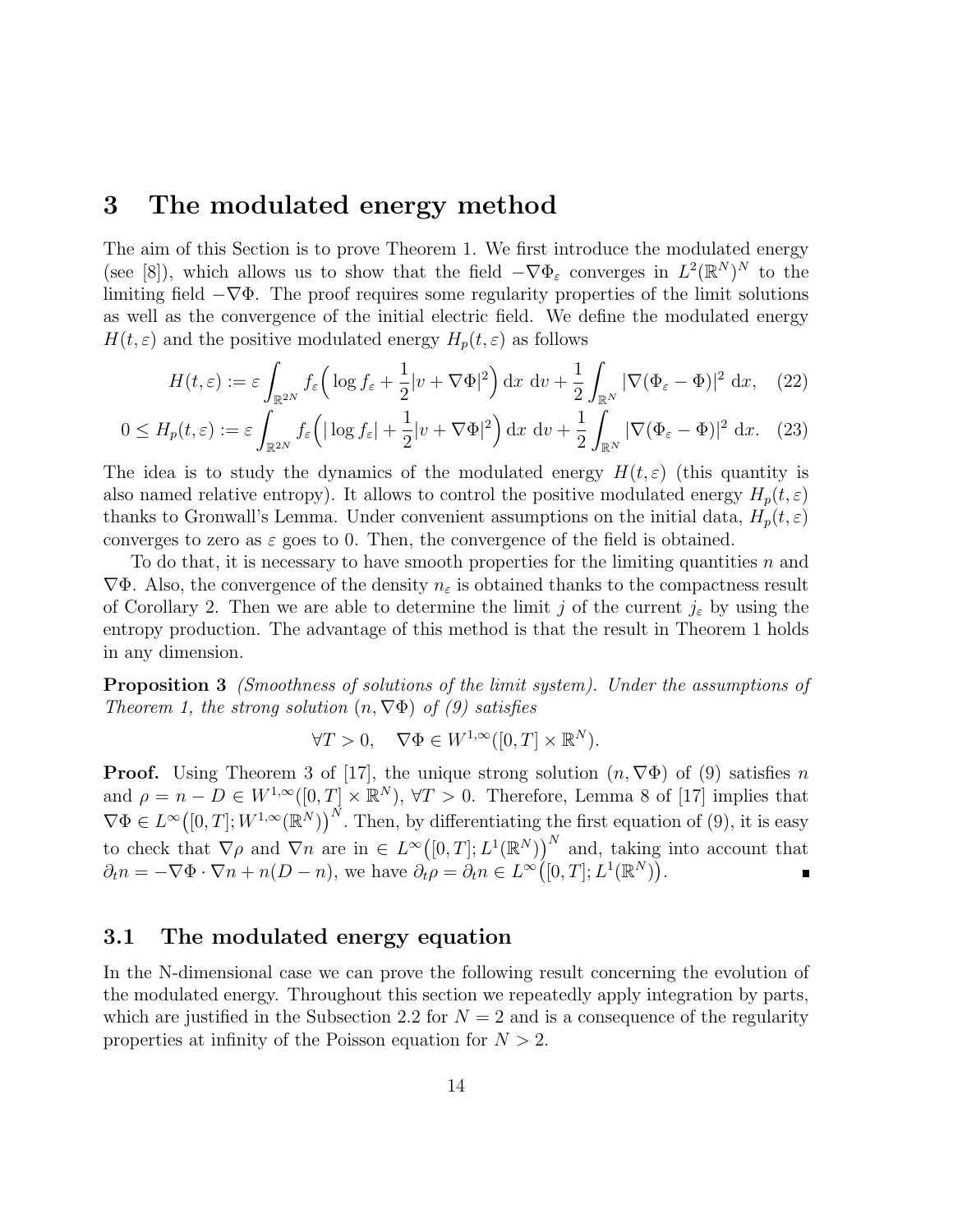# 3 The modulated energy method

The aim of this Section is to prove Theorem 1. We first introduce the modulated energy (see [8]), which allows us to show that the field $-\nabla\Phi_\varepsilon$ converges in $L^2(\mathbb{R}^N)^N$ to the limiting field $-\nabla\Phi$. The proof requires some regularity properties of the limit solutions as well as the convergence of the initial electric field. We define the modulated energy $H(t,\varepsilon)$ and the positive modulated energy $H_p(t,\varepsilon)$ as follows

$$H(t,\varepsilon) := \varepsilon \int_{\mathbb{R}^{2N}} f_\varepsilon \Big( \log f_\varepsilon + \frac{1}{2}|v + \nabla\Phi|^2 \Big) \, \mathrm{d}x \; \mathrm{d}v + \frac{1}{2}\int_{\mathbb{R}^N} |\nabla(\Phi_\varepsilon - \Phi)|^2 \, \mathrm{d}x, \quad (22)$$

$$0 \leq H_p(t,\varepsilon) := \varepsilon \int_{\mathbb{R}^{2N}} f_\varepsilon \Big( |\log f_\varepsilon| + \frac{1}{2}|v + \nabla\Phi|^2 \Big) \, \mathrm{d}x \; \mathrm{d}v + \frac{1}{2}\int_{\mathbb{R}^N} |\nabla(\Phi_\varepsilon - \Phi)|^2 \, \mathrm{d}x. \quad (23)$$

The idea is to study the dynamics of the modulated energy $H(t,\varepsilon)$ (this quantity is also named relative entropy). It allows to control the positive modulated energy $H_p(t,\varepsilon)$ thanks to Gronwall's Lemma. Under convenient assumptions on the initial data, $H_p(t,\varepsilon)$ converges to zero as $\varepsilon$ goes to 0. Then, the convergence of the field is obtained.

To do that, it is necessary to have smooth properties for the limiting quantities $n$ and $\nabla\Phi$. Also, the convergence of the density $n_\varepsilon$ is obtained thanks to the compactness result of Corollary 2. Then we are able to determine the limit $j$ of the current $j_\varepsilon$ by using the entropy production. The advantage of this method is that the result in Theorem 1 holds in any dimension.

**Proposition 3** *(Smoothness of solutions of the limit system). Under the assumptions of Theorem 1, the strong solution $(n, \nabla\Phi)$ of (9) satisfies*

$$\forall T > 0, \quad \nabla\Phi \in W^{1,\infty}([0,T] \times \mathbb{R}^N).$$

**Proof.** Using Theorem 3 of [17], the unique strong solution $(n, \nabla\Phi)$ of (9) satisfies $n$ and $\rho = n - D \in W^{1,\infty}([0,T] \times \mathbb{R}^N)$, $\forall T > 0$. Therefore, Lemma 8 of [17] implies that $\nabla\Phi \in L^\infty\big([0,T]; W^{1,\infty}(\mathbb{R}^N)\big)^N$. Then, by differentiating the first equation of (9), it is easy to check that $\nabla\rho$ and $\nabla n$ are in $\in L^\infty\big([0,T]; L^1(\mathbb{R}^N)\big)^N$ and, taking into account that $\partial_t n = -\nabla\Phi \cdot \nabla n + n(D - n)$, we have $\partial_t \rho = \partial_t n \in L^\infty\big([0,T]; L^1(\mathbb{R}^N)\big)$. ∎

## 3.1 The modulated energy equation

In the N-dimensional case we can prove the following result concerning the evolution of the modulated energy. Throughout this section we repeatedly apply integration by parts, which are justified in the Subsection 2.2 for $N = 2$ and is a consequence of the regularity properties at infinity of the Poisson equation for $N > 2$.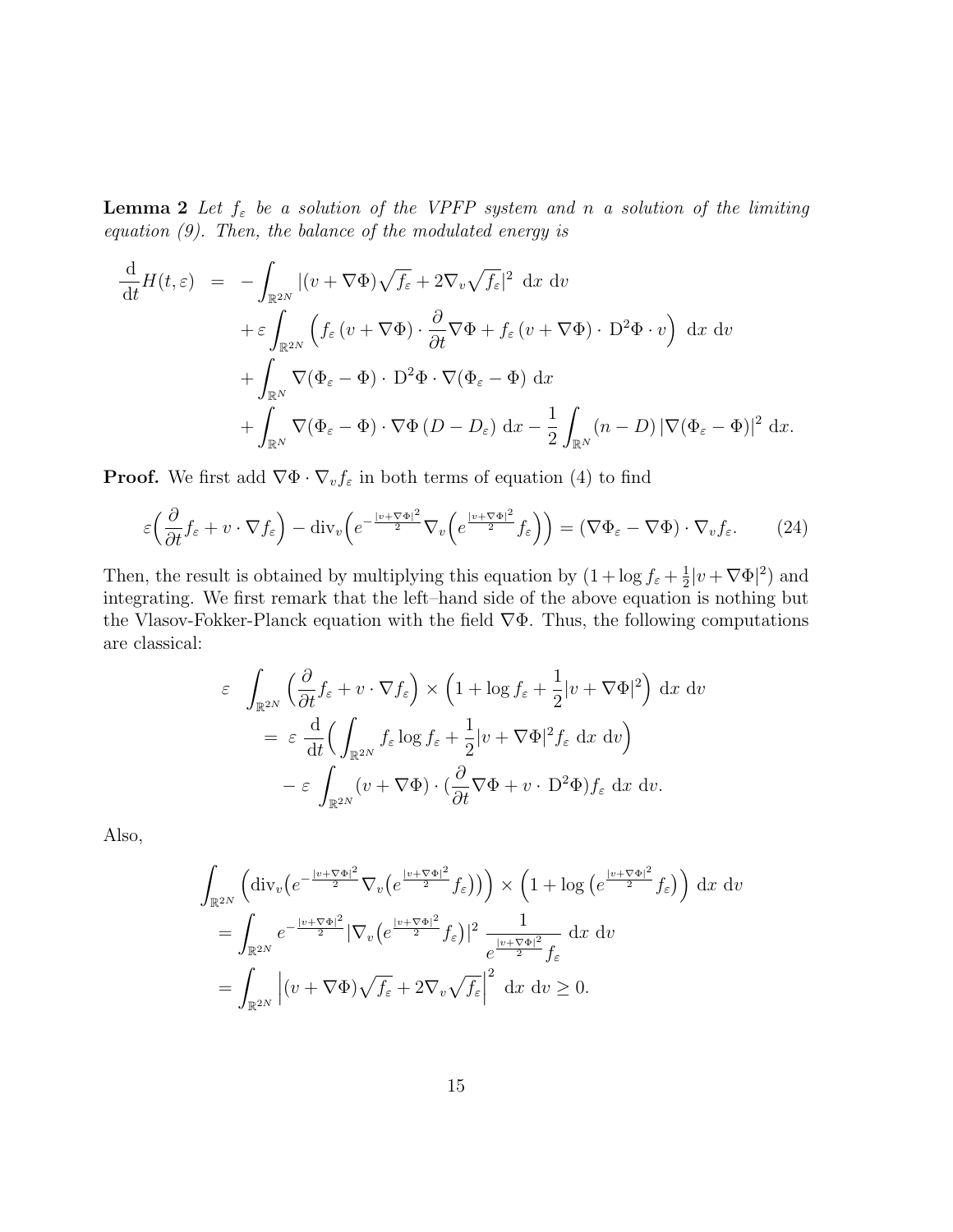**Lemma 2** *Let $f_\varepsilon$ be a solution of the VPFP system and $n$ a solution of the limiting equation (9). Then, the balance of the modulated energy is*

$$
\begin{aligned}
\frac{\mathrm{d}}{\mathrm{d}t} H(t,\varepsilon) &= -\int_{\mathbb{R}^{2N}} |(v+\nabla\Phi)\sqrt{f_\varepsilon} + 2\nabla_v \sqrt{f_\varepsilon}|^2 \;\mathrm{d}x\;\mathrm{d}v \\
&\quad + \varepsilon \int_{\mathbb{R}^{2N}} \Big( f_\varepsilon\,(v+\nabla\Phi)\cdot \frac{\partial}{\partial t}\nabla\Phi + f_\varepsilon\,(v+\nabla\Phi)\cdot \mathrm{D}^2\Phi\cdot v \Big)\;\mathrm{d}x\;\mathrm{d}v \\
&\quad + \int_{\mathbb{R}^N} \nabla(\Phi_\varepsilon - \Phi)\cdot \mathrm{D}^2\Phi \cdot \nabla(\Phi_\varepsilon-\Phi)\;\mathrm{d}x \\
&\quad + \int_{\mathbb{R}^N} \nabla(\Phi_\varepsilon-\Phi)\cdot\nabla\Phi\,(D-D_\varepsilon)\;\mathrm{d}x - \frac{1}{2}\int_{\mathbb{R}^N}(n-D)\,|\nabla(\Phi_\varepsilon-\Phi)|^2\;\mathrm{d}x.
\end{aligned}
$$

**Proof.** We first add $\nabla\Phi\cdot\nabla_v f_\varepsilon$ in both terms of equation (4) to find

$$
\varepsilon\Big(\frac{\partial}{\partial t} f_\varepsilon + v\cdot\nabla f_\varepsilon\Big) - \mathrm{div}_v\Big(e^{-\frac{|v+\nabla\Phi|^2}{2}}\nabla_v\Big(e^{\frac{|v+\nabla\Phi|^2}{2}} f_\varepsilon\Big)\Big) = (\nabla\Phi_\varepsilon - \nabla\Phi)\cdot\nabla_v f_\varepsilon. \tag{24}
$$

Then, the result is obtained by multiplying this equation by $(1+\log f_\varepsilon + \frac{1}{2}|v+\nabla\Phi|^2)$ and integrating. We first remark that the left–hand side of the above equation is nothing but the Vlasov-Fokker-Planck equation with the field $\nabla\Phi$. Thus, the following computations are classical:

$$
\begin{aligned}
&\varepsilon \int_{\mathbb{R}^{2N}} \Big(\frac{\partial}{\partial t} f_\varepsilon + v\cdot\nabla f_\varepsilon\Big)\times\Big(1+\log f_\varepsilon + \frac{1}{2}|v+\nabla\Phi|^2\Big)\;\mathrm{d}x\;\mathrm{d}v \\
&\quad = \varepsilon\,\frac{\mathrm{d}}{\mathrm{d}t}\Big(\int_{\mathbb{R}^{2N}} f_\varepsilon \log f_\varepsilon + \frac{1}{2}|v+\nabla\Phi|^2 f_\varepsilon\;\mathrm{d}x\;\mathrm{d}v\Big) \\
&\quad\quad - \varepsilon \int_{\mathbb{R}^{2N}} (v+\nabla\Phi)\cdot\big(\frac{\partial}{\partial t}\nabla\Phi + v\cdot \mathrm{D}^2\Phi\big) f_\varepsilon\;\mathrm{d}x\;\mathrm{d}v.
\end{aligned}
$$

Also,

$$
\begin{aligned}
&\int_{\mathbb{R}^{2N}} \Big(\mathrm{div}_v\big(e^{-\frac{|v+\nabla\Phi|^2}{2}}\nabla_v\big(e^{\frac{|v+\nabla\Phi|^2}{2}} f_\varepsilon\big)\big)\Big)\times\Big(1+\log\big(e^{\frac{|v+\nabla\Phi|^2}{2}} f_\varepsilon\big)\Big)\;\mathrm{d}x\;\mathrm{d}v \\
&= \int_{\mathbb{R}^{2N}} e^{-\frac{|v+\nabla\Phi|^2}{2}} |\nabla_v\big(e^{\frac{|v+\nabla\Phi|^2}{2}} f_\varepsilon\big)|^2\;\frac{1}{e^{\frac{|v+\nabla\Phi|^2}{2}} f_\varepsilon}\;\mathrm{d}x\;\mathrm{d}v \\
&= \int_{\mathbb{R}^{2N}} \Big|(v+\nabla\Phi)\sqrt{f_\varepsilon} + 2\nabla_v\sqrt{f_\varepsilon}\Big|^2\;\mathrm{d}x\;\mathrm{d}v \geq 0.
\end{aligned}
$$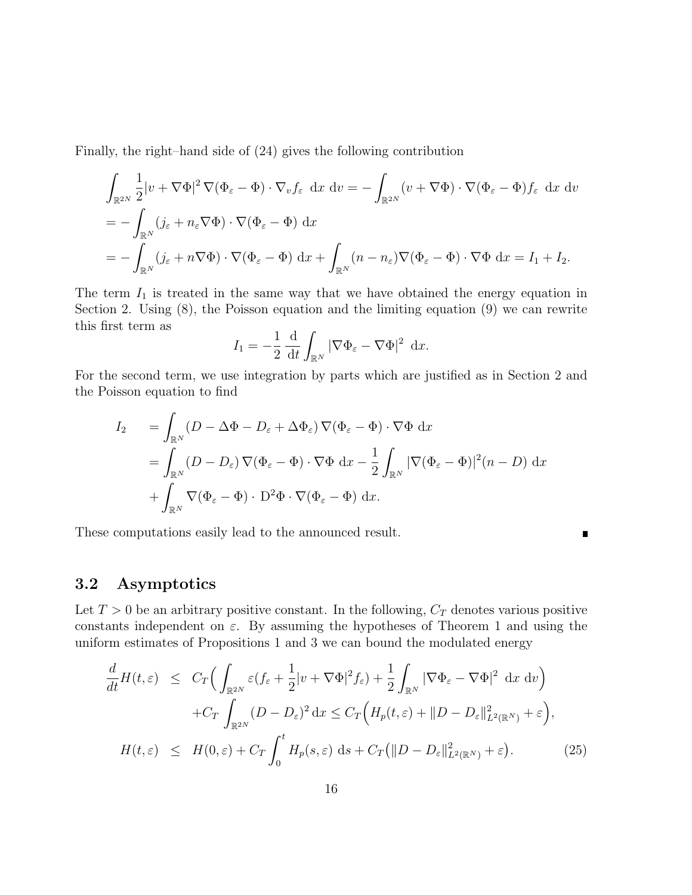Finally, the right–hand side of (24) gives the following contribution

$$
\begin{aligned}
&\int_{\mathbb{R}^{2N}} \frac{1}{2}|v+\nabla\Phi|^2\,\nabla(\Phi_\varepsilon-\Phi)\cdot\nabla_v f_\varepsilon\ \mathrm{d}x\ \mathrm{d}v = -\int_{\mathbb{R}^{2N}}(v+\nabla\Phi)\cdot\nabla(\Phi_\varepsilon-\Phi) f_\varepsilon\ \mathrm{d}x\ \mathrm{d}v\\
&= -\int_{\mathbb{R}^N}(j_\varepsilon+n_\varepsilon\nabla\Phi)\cdot\nabla(\Phi_\varepsilon-\Phi)\ \mathrm{d}x\\
&= -\int_{\mathbb{R}^N}(j_\varepsilon+n\nabla\Phi)\cdot\nabla(\Phi_\varepsilon-\Phi)\ \mathrm{d}x+\int_{\mathbb{R}^N}(n-n_\varepsilon)\nabla(\Phi_\varepsilon-\Phi)\cdot\nabla\Phi\ \mathrm{d}x = I_1+I_2.
\end{aligned}
$$

The term $I_1$ is treated in the same way that we have obtained the energy equation in Section 2. Using (8), the Poisson equation and the limiting equation (9) we can rewrite this first term as

$$
I_1 = -\frac{1}{2}\,\frac{\mathrm{d}}{\mathrm{d}t}\int_{\mathbb{R}^N}|\nabla\Phi_\varepsilon-\nabla\Phi|^2\ \mathrm{d}x.
$$

For the second term, we use integration by parts which are justified as in Section 2 and the Poisson equation to find

$$
\begin{aligned}
I_2 \quad &= \int_{\mathbb{R}^N}(D-\Delta\Phi-D_\varepsilon+\Delta\Phi_\varepsilon)\,\nabla(\Phi_\varepsilon-\Phi)\cdot\nabla\Phi\ \mathrm{d}x\\
&= \int_{\mathbb{R}^N}(D-D_\varepsilon)\,\nabla(\Phi_\varepsilon-\Phi)\cdot\nabla\Phi\ \mathrm{d}x-\frac{1}{2}\int_{\mathbb{R}^N}|\nabla(\Phi_\varepsilon-\Phi)|^2(n-D)\ \mathrm{d}x\\
&\quad+\int_{\mathbb{R}^N}\nabla(\Phi_\varepsilon-\Phi)\cdot\ \mathrm{D}^2\Phi\cdot\nabla(\Phi_\varepsilon-\Phi)\ \mathrm{d}x.
\end{aligned}
$$

These computations easily lead to the announced result. ∎

### 3.2 Asymptotics

Let $T>0$ be an arbitrary positive constant. In the following, $C_T$ denotes various positive constants independent on $\varepsilon$. By assuming the hypotheses of Theorem 1 and using the uniform estimates of Propositions 1 and 3 we can bound the modulated energy

$$
\begin{aligned}
\frac{d}{dt}H(t,\varepsilon) \ &\le\ C_T\Big(\int_{\mathbb{R}^{2N}}\varepsilon(f_\varepsilon+\frac{1}{2}|v+\nabla\Phi|^2 f_\varepsilon)+\frac{1}{2}\int_{\mathbb{R}^N}|\nabla\Phi_\varepsilon-\nabla\Phi|^2\ \mathrm{d}x\ \mathrm{d}v\Big)\\
&\qquad +C_T\int_{\mathbb{R}^{2N}}(D-D_\varepsilon)^2\,\mathrm{d}x \le C_T\Big(H_p(t,\varepsilon)+\|D-D_\varepsilon\|^2_{L^2(\mathbb{R}^N)}+\varepsilon\Big),\\
H(t,\varepsilon)\ &\le\ H(0,\varepsilon)+C_T\int_0^t H_p(s,\varepsilon)\ \mathrm{d}s+C_T\big(\|D-D_\varepsilon\|^2_{L^2(\mathbb{R}^N)}+\varepsilon\big). \qquad (25)
\end{aligned}
$$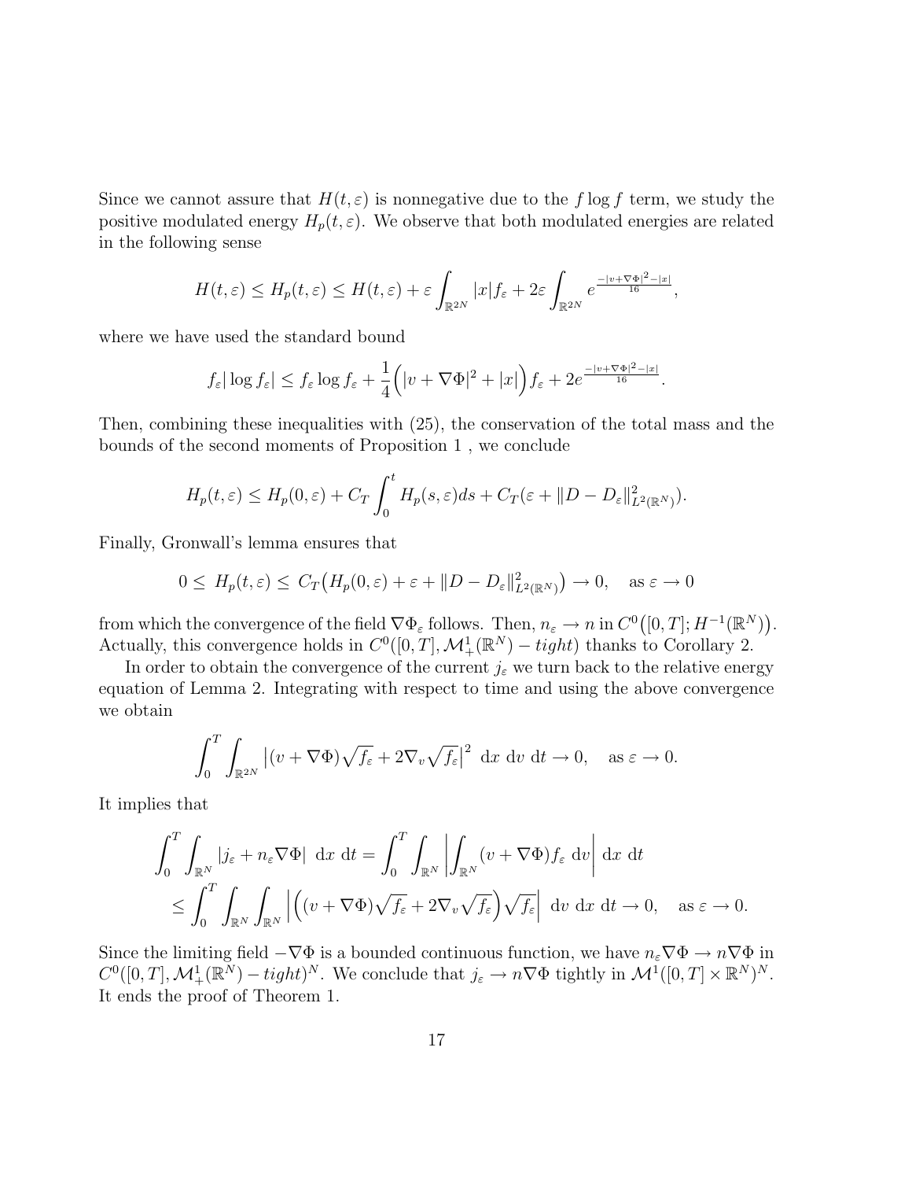Since we cannot assure that $H(t,\varepsilon)$ is nonnegative due to the $f\log f$ term, we study the positive modulated energy $H_p(t,\varepsilon)$. We observe that both modulated energies are related in the following sense

$$
H(t,\varepsilon) \leq H_p(t,\varepsilon) \leq H(t,\varepsilon) + \varepsilon \int_{\mathbb{R}^{2N}} |x| f_\varepsilon + 2\varepsilon \int_{\mathbb{R}^{2N}} e^{\frac{-|v+\nabla\Phi|^2-|x|}{16}},
$$

where we have used the standard bound

$$
f_\varepsilon |\log f_\varepsilon| \leq f_\varepsilon \log f_\varepsilon + \frac{1}{4}\Big(|v+\nabla\Phi|^2 + |x|\Big) f_\varepsilon + 2e^{\frac{-|v+\nabla\Phi|^2-|x|}{16}}.
$$

Then, combining these inequalities with (25), the conservation of the total mass and the bounds of the second moments of Proposition 1 , we conclude

$$
H_p(t,\varepsilon) \leq H_p(0,\varepsilon) + C_T \int_0^t H_p(s,\varepsilon) ds + C_T(\varepsilon + \|D - D_\varepsilon\|^2_{L^2(\mathbb{R}^N)}).
$$

Finally, Gronwall's lemma ensures that

$$
0 \leq \; H_p(t,\varepsilon) \leq \; C_T\big(H_p(0,\varepsilon) + \varepsilon + \|D - D_\varepsilon\|^2_{L^2(\mathbb{R}^N)}\big) \to 0, \quad \text{as } \varepsilon \to 0
$$

from which the convergence of the field $\nabla\Phi_\varepsilon$ follows. Then, $n_\varepsilon \to n$ in $C^0\big([0,T]; H^{-1}(\mathbb{R}^N)\big)$. Actually, this convergence holds in $C^0([0,T], \mathcal{M}^1_+(\mathbb{R}^N) - tight)$ thanks to Corollary 2.

In order to obtain the convergence of the current $j_\varepsilon$ we turn back to the relative energy equation of Lemma 2. Integrating with respect to time and using the above convergence we obtain

$$
\int_0^T \int_{\mathbb{R}^{2N}} \big|(v+\nabla\Phi)\sqrt{f_\varepsilon} + 2\nabla_v\sqrt{f_\varepsilon}\big|^2 \; \mathrm{d}x \; \mathrm{d}v \; \mathrm{d}t \to 0, \quad \text{as } \varepsilon \to 0.
$$

It implies that

$$
\begin{aligned}
\int_0^T \int_{\mathbb{R}^N} |j_\varepsilon + n_\varepsilon \nabla\Phi| \; \mathrm{d}x \; \mathrm{d}t &= \int_0^T \int_{\mathbb{R}^N} \left| \int_{\mathbb{R}^N} (v+\nabla\Phi) f_\varepsilon \; \mathrm{d}v \right| \mathrm{d}x \; \mathrm{d}t \\
&\leq \int_0^T \int_{\mathbb{R}^N} \int_{\mathbb{R}^N} \left| \Big((v+\nabla\Phi)\sqrt{f_\varepsilon} + 2\nabla_v\sqrt{f_\varepsilon}\Big)\sqrt{f_\varepsilon} \right| \; \mathrm{d}v \; \mathrm{d}x \; \mathrm{d}t \to 0, \quad \text{as } \varepsilon \to 0.
\end{aligned}
$$

Since the limiting field $-\nabla\Phi$ is a bounded continuous function, we have $n_\varepsilon\nabla\Phi \to n\nabla\Phi$ in $C^0([0,T], \mathcal{M}^1_+(\mathbb{R}^N) - tight)^N$. We conclude that $j_\varepsilon \to n\nabla\Phi$ tightly in $\mathcal{M}^1([0,T]\times\mathbb{R}^N)^N$. It ends the proof of Theorem 1.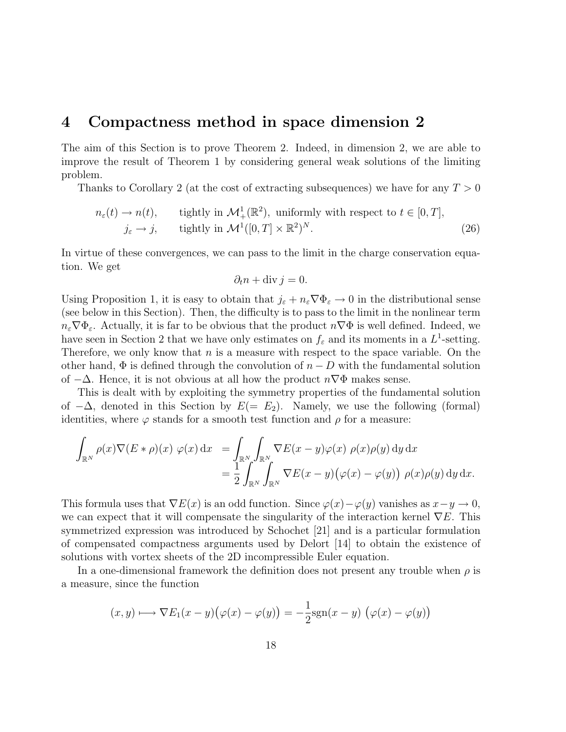## 4 Compactness method in space dimension 2

The aim of this Section is to prove Theorem 2. Indeed, in dimension 2, we are able to improve the result of Theorem 1 by considering general weak solutions of the limiting problem.

Thanks to Corollary 2 (at the cost of extracting subsequences) we have for any $T > 0$

$$
\begin{aligned}
n_\varepsilon(t) \to n(t), \qquad & \text{tightly in } \mathcal{M}^1_+(\mathbb{R}^2), \text{ uniformly with respect to } t \in [0,T], \\
j_\varepsilon \to j, \qquad & \text{tightly in } \mathcal{M}^1([0,T] \times \mathbb{R}^2)^N.
\end{aligned} \tag{26}
$$

In virtue of these convergences, we can pass to the limit in the charge conservation equation. We get

$$
\partial_t n + \operatorname{div} j = 0.
$$

Using Proposition 1, it is easy to obtain that $j_\varepsilon + n_\varepsilon \nabla \Phi_\varepsilon \to 0$ in the distributional sense (see below in this Section). Then, the difficulty is to pass to the limit in the nonlinear term $n_\varepsilon \nabla \Phi_\varepsilon$. Actually, it is far to be obvious that the product $n \nabla \Phi$ is well defined. Indeed, we have seen in Section 2 that we have only estimates on $f_\varepsilon$ and its moments in a $L^1$-setting. Therefore, we only know that $n$ is a measure with respect to the space variable. On the other hand, $\Phi$ is defined through the convolution of $n - D$ with the fundamental solution of $-\Delta$. Hence, it is not obvious at all how the product $n \nabla \Phi$ makes sense.

This is dealt with by exploiting the symmetry properties of the fundamental solution of $-\Delta$, denoted in this Section by $E(= E_2)$. Namely, we use the following (formal) identities, where $\varphi$ stands for a smooth test function and $\rho$ for a measure:

$$
\begin{aligned}
\int_{\mathbb{R}^N} \rho(x) \nabla(E * \rho)(x) \ \varphi(x) \, \mathrm{d}x &= \int_{\mathbb{R}^N} \int_{\mathbb{R}^N} \nabla E(x-y) \varphi(x) \ \rho(x) \rho(y) \, \mathrm{d}y \, \mathrm{d}x \\
&= \frac{1}{2} \int_{\mathbb{R}^N} \int_{\mathbb{R}^N} \nabla E(x-y) \big(\varphi(x) - \varphi(y)\big) \ \rho(x) \rho(y) \, \mathrm{d}y \, \mathrm{d}x.
\end{aligned}
$$

This formula uses that $\nabla E(x)$ is an odd function. Since $\varphi(x) - \varphi(y)$ vanishes as $x - y \to 0$, we can expect that it will compensate the singularity of the interaction kernel $\nabla E$. This symmetrized expression was introduced by Schochet [21] and is a particular formulation of compensated compactness arguments used by Delort [14] to obtain the existence of solutions with vortex sheets of the 2D incompressible Euler equation.

In a one-dimensional framework the definition does not present any trouble when $\rho$ is a measure, since the function

$$
(x, y) \longmapsto \nabla E_1(x-y) \big(\varphi(x) - \varphi(y)\big) = -\frac{1}{2} \operatorname{sgn}(x-y) \ \big(\varphi(x) - \varphi(y)\big)
$$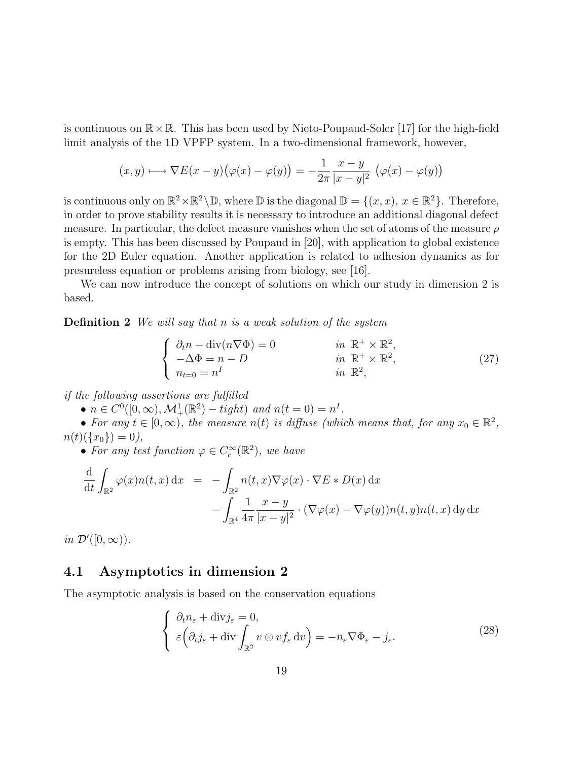is continuous on $\mathbb{R}\times\mathbb{R}$. This has been used by Nieto-Poupaud-Soler [17] for the high-field limit analysis of the 1D VPFP system. In a two-dimensional framework, however,

$$(x,y) \longmapsto \nabla E(x-y)\big(\varphi(x)-\varphi(y)\big) = -\frac{1}{2\pi}\frac{x-y}{|x-y|^2}\ \big(\varphi(x)-\varphi(y)\big)$$

is continuous only on $\mathbb{R}^2\times\mathbb{R}^2\backslash\mathbb{D}$, where $\mathbb{D}$ is the diagonal $\mathbb{D}=\{(x,x),\ x\in\mathbb{R}^2\}$. Therefore, in order to prove stability results it is necessary to introduce an additional diagonal defect measure. In particular, the defect measure vanishes when the set of atoms of the measure $\rho$ is empty. This has been discussed by Poupaud in [20], with application to global existence for the 2D Euler equation. Another application is related to adhesion dynamics as for presureless equation or problems arising from biology, see [16].

We can now introduce the concept of solutions on which our study in dimension 2 is based.

**Definition 2** *We will say that $n$ is a weak solution of the system*

$$\left\{\begin{array}{lll} \partial_t n - \operatorname{div}(n\nabla\Phi) = 0 & \quad in\ \mathbb{R}^+\times\mathbb{R}^2, \\ -\Delta\Phi = n - D & \quad in\ \mathbb{R}^+\times\mathbb{R}^2, \\ n_{t=0} = n^I & \quad in\ \mathbb{R}^2, \end{array}\right. \tag{27}$$

*if the following assertions are fulfilled*

- $n\in C^0([0,\infty),\mathcal{M}^1_+(\mathbb{R}^2)-tight)$ *and* $n(t=0)=n^I$.
- *For any* $t\in[0,\infty)$*, the measure* $n(t)$ *is diffuse (which means that, for any* $x_0\in\mathbb{R}^2$, $n(t)(\{x_0\})=0$*),*
- *For any test function* $\varphi\in C_c^\infty(\mathbb{R}^2)$*, we have*

$$\begin{aligned}\frac{\mathrm{d}}{\mathrm{d}t}\int_{\mathbb{R}^2}\varphi(x)n(t,x)\,\mathrm{d}x \ &= \ -\int_{\mathbb{R}^2} n(t,x)\nabla\varphi(x)\cdot\nabla E * D(x)\,\mathrm{d}x \\ &\quad -\int_{\mathbb{R}^4}\frac{1}{4\pi}\frac{x-y}{|x-y|^2}\cdot(\nabla\varphi(x)-\nabla\varphi(y))n(t,y)n(t,x)\,\mathrm{d}y\,\mathrm{d}x\end{aligned}$$

*in* $\mathcal{D}'([0,\infty))$.

## 4.1 Asymptotics in dimension 2

The asymptotic analysis is based on the conservation equations

$$\left\{\begin{array}{l} \partial_t n_\varepsilon + \operatorname{div} j_\varepsilon = 0, \\ \varepsilon\Big(\partial_t j_\varepsilon + \operatorname{div}\displaystyle\int_{\mathbb{R}^2} v\otimes v f_\varepsilon\,\mathrm{d}v\Big) = -n_\varepsilon\nabla\Phi_\varepsilon - j_\varepsilon. \end{array}\right. \tag{28}$$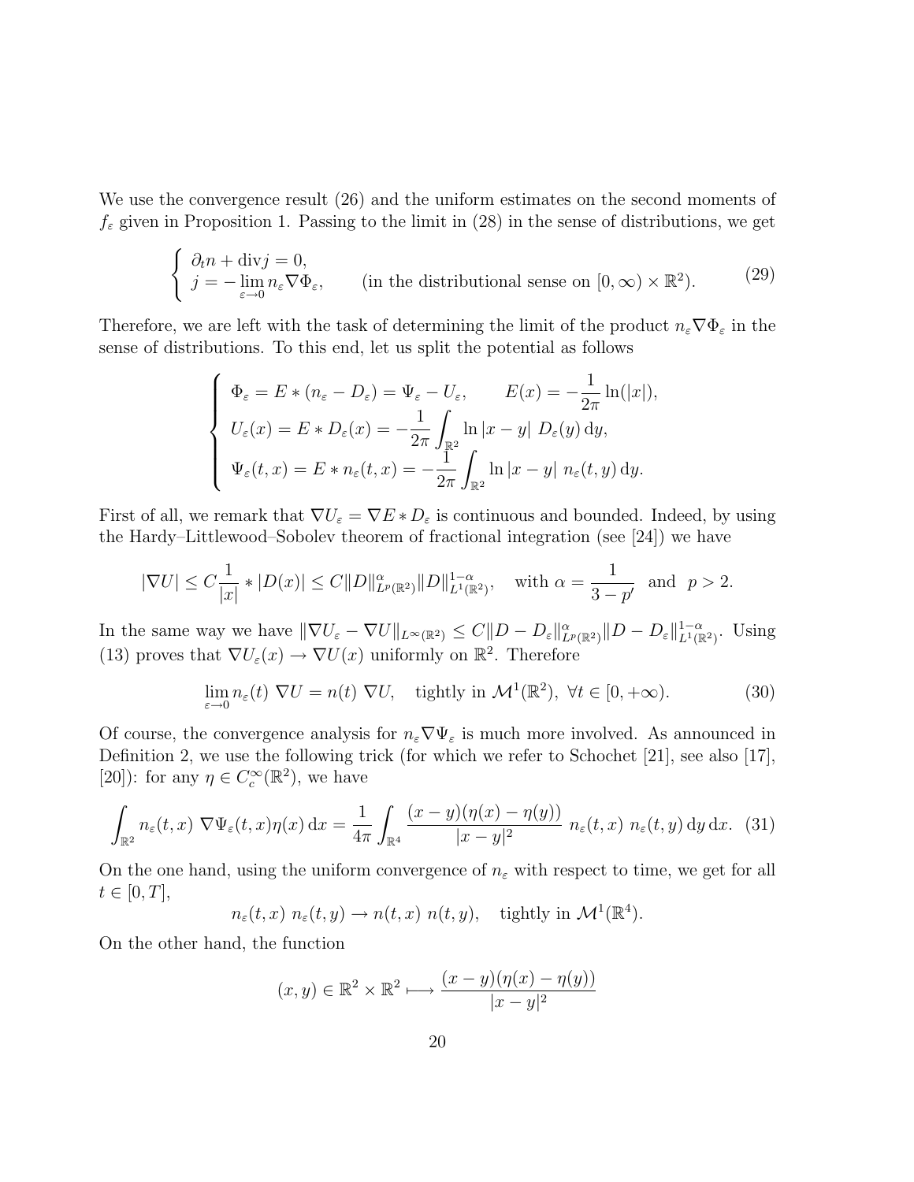We use the convergence result (26) and the uniform estimates on the second moments of $f_\varepsilon$ given in Proposition 1. Passing to the limit in (28) in the sense of distributions, we get

$$
\begin{cases} \partial_t n + \mathrm{div} j = 0, \\ j = -\lim\limits_{\varepsilon \to 0} n_\varepsilon \nabla \Phi_\varepsilon, \qquad \text{(in the distributional sense on } [0,\infty) \times \mathbb{R}^2). \end{cases} \tag{29}
$$

Therefore, we are left with the task of determining the limit of the product $n_\varepsilon \nabla \Phi_\varepsilon$ in the sense of distributions. To this end, let us split the potential as follows

$$
\begin{cases} \Phi_\varepsilon = E * (n_\varepsilon - D_\varepsilon) = \Psi_\varepsilon - U_\varepsilon, \qquad E(x) = -\dfrac{1}{2\pi} \ln(|x|), \\ U_\varepsilon(x) = E * D_\varepsilon(x) = -\dfrac{1}{2\pi} \displaystyle\int_{\mathbb{R}^2} \ln|x-y| \; D_\varepsilon(y) \,\mathrm{d}y, \\ \Psi_\varepsilon(t,x) = E * n_\varepsilon(t,x) = -\dfrac{1}{2\pi} \displaystyle\int_{\mathbb{R}^2} \ln|x-y| \; n_\varepsilon(t,y) \,\mathrm{d}y. \end{cases}
$$

First of all, we remark that $\nabla U_\varepsilon = \nabla E * D_\varepsilon$ is continuous and bounded. Indeed, by using the Hardy–Littlewood–Sobolev theorem of fractional integration (see [24]) we have

$$
|\nabla U| \leq C \frac{1}{|x|} * |D(x)| \leq C \|D\|^{\alpha}_{L^p(\mathbb{R}^2)} \|D\|^{1-\alpha}_{L^1(\mathbb{R}^2)}, \quad \text{with } \alpha = \frac{1}{3-p'} \ \text{ and } \ p > 2.
$$

In the same way we have $\|\nabla U_\varepsilon - \nabla U\|_{L^\infty(\mathbb{R}^2)} \leq C \|D - D_\varepsilon\|^{\alpha}_{L^p(\mathbb{R}^2)} \|D - D_\varepsilon\|^{1-\alpha}_{L^1(\mathbb{R}^2)}$. Using (13) proves that $\nabla U_\varepsilon(x) \to \nabla U(x)$ uniformly on $\mathbb{R}^2$. Therefore

$$
\lim_{\varepsilon \to 0} n_\varepsilon(t) \; \nabla U = n(t) \; \nabla U, \quad \text{tightly in } \mathcal{M}^1(\mathbb{R}^2), \ \forall t \in [0, +\infty). \tag{30}
$$

Of course, the convergence analysis for $n_\varepsilon \nabla \Psi_\varepsilon$ is much more involved. As announced in Definition 2, we use the following trick (for which we refer to Schochet [21], see also [17], [20]): for any $\eta \in C_c^\infty(\mathbb{R}^2)$, we have

$$
\int_{\mathbb{R}^2} n_\varepsilon(t,x) \; \nabla \Psi_\varepsilon(t,x) \eta(x) \,\mathrm{d}x = \frac{1}{4\pi} \int_{\mathbb{R}^4} \frac{(x-y)(\eta(x) - \eta(y))}{|x-y|^2} \; n_\varepsilon(t,x) \; n_\varepsilon(t,y) \,\mathrm{d}y \,\mathrm{d}x. \tag{31}
$$

On the one hand, using the uniform convergence of $n_\varepsilon$ with respect to time, we get for all $t \in [0, T]$,

$$
n_\varepsilon(t,x) \; n_\varepsilon(t,y) \to n(t,x) \; n(t,y), \quad \text{tightly in } \mathcal{M}^1(\mathbb{R}^4).
$$

On the other hand, the function

$$
(x,y) \in \mathbb{R}^2 \times \mathbb{R}^2 \longmapsto \frac{(x-y)(\eta(x) - \eta(y))}{|x-y|^2}
$$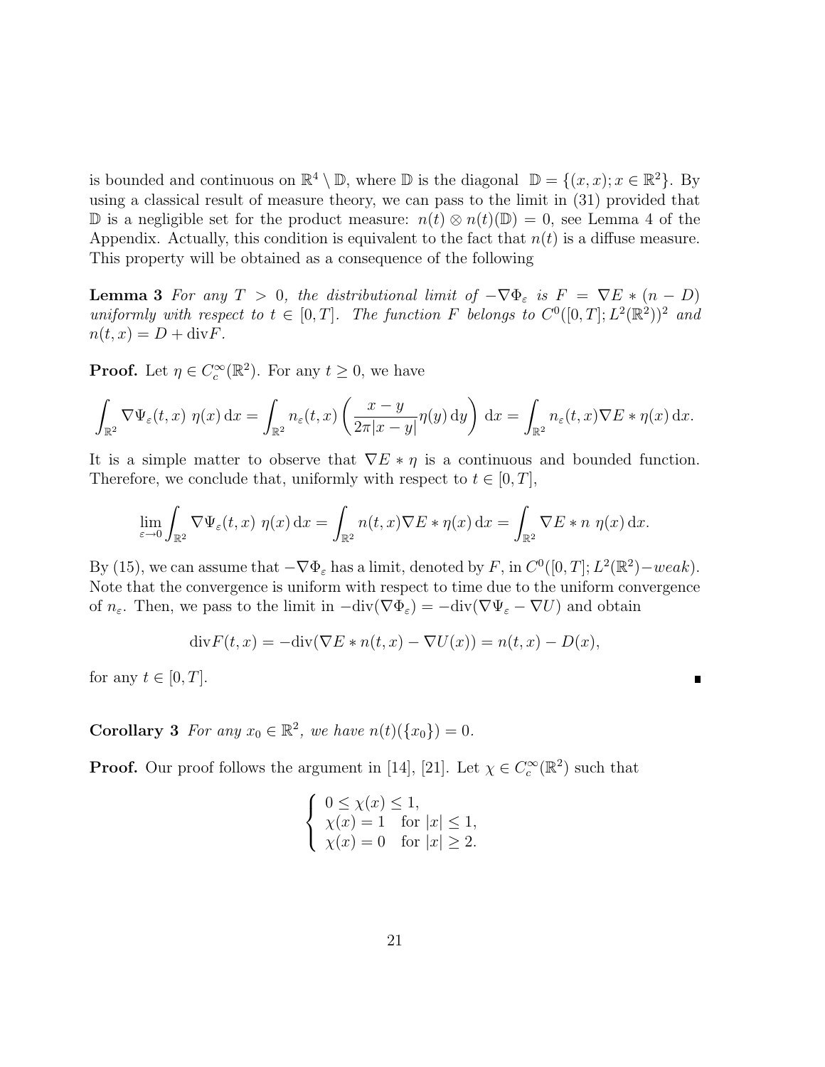is bounded and continuous on $\mathbb{R}^4 \setminus \mathbb{D}$, where $\mathbb{D}$ is the diagonal $\mathbb{D} = \{(x,x); x \in \mathbb{R}^2\}$. By using a classical result of measure theory, we can pass to the limit in (31) provided that $\mathbb{D}$ is a negligible set for the product measure: $n(t) \otimes n(t)(\mathbb{D}) = 0$, see Lemma 4 of the Appendix. Actually, this condition is equivalent to the fact that $n(t)$ is a diffuse measure. This property will be obtained as a consequence of the following

**Lemma 3** *For any $T > 0$, the distributional limit of $-\nabla \Phi_\varepsilon$ is $F = \nabla E * (n - D)$ uniformly with respect to $t \in [0,T]$. The function $F$ belongs to $C^0([0,T]; L^2(\mathbb{R}^2))^2$ and $n(t,x) = D + \mathrm{div} F$.*

**Proof.** Let $\eta \in C_c^\infty(\mathbb{R}^2)$. For any $t \geq 0$, we have

$$\int_{\mathbb{R}^2} \nabla \Psi_\varepsilon(t,x)\ \eta(x)\,\mathrm{d}x = \int_{\mathbb{R}^2} n_\varepsilon(t,x) \left( \frac{x-y}{2\pi |x-y|} \eta(y)\,\mathrm{d}y \right)\,\mathrm{d}x = \int_{\mathbb{R}^2} n_\varepsilon(t,x) \nabla E * \eta(x)\,\mathrm{d}x.$$

It is a simple matter to observe that $\nabla E * \eta$ is a continuous and bounded function. Therefore, we conclude that, uniformly with respect to $t \in [0,T]$,

$$\lim_{\varepsilon \to 0} \int_{\mathbb{R}^2} \nabla \Psi_\varepsilon(t,x)\ \eta(x)\,\mathrm{d}x = \int_{\mathbb{R}^2} n(t,x) \nabla E * \eta(x)\,\mathrm{d}x = \int_{\mathbb{R}^2} \nabla E * n\ \eta(x)\,\mathrm{d}x.$$

By (15), we can assume that $-\nabla \Phi_\varepsilon$ has a limit, denoted by $F$, in $C^0([0,T]; L^2(\mathbb{R}^2)-weak)$. Note that the convergence is uniform with respect to time due to the uniform convergence of $n_\varepsilon$. Then, we pass to the limit in $-\mathrm{div}(\nabla \Phi_\varepsilon) = -\mathrm{div}(\nabla \Psi_\varepsilon - \nabla U)$ and obtain

$$\mathrm{div} F(t,x) = -\mathrm{div}(\nabla E * n(t,x) - \nabla U(x)) = n(t,x) - D(x),$$

for any $t \in [0,T]$. ∎

**Corollary 3** *For any $x_0 \in \mathbb{R}^2$, we have $n(t)(\{x_0\}) = 0$.*

**Proof.** Our proof follows the argument in [14], [21]. Let $\chi \in C_c^\infty(\mathbb{R}^2)$ such that

$$\begin{cases} 0 \leq \chi(x) \leq 1, \\ \chi(x) = 1 \quad \text{for } |x| \leq 1, \\ \chi(x) = 0 \quad \text{for } |x| \geq 2. \end{cases}$$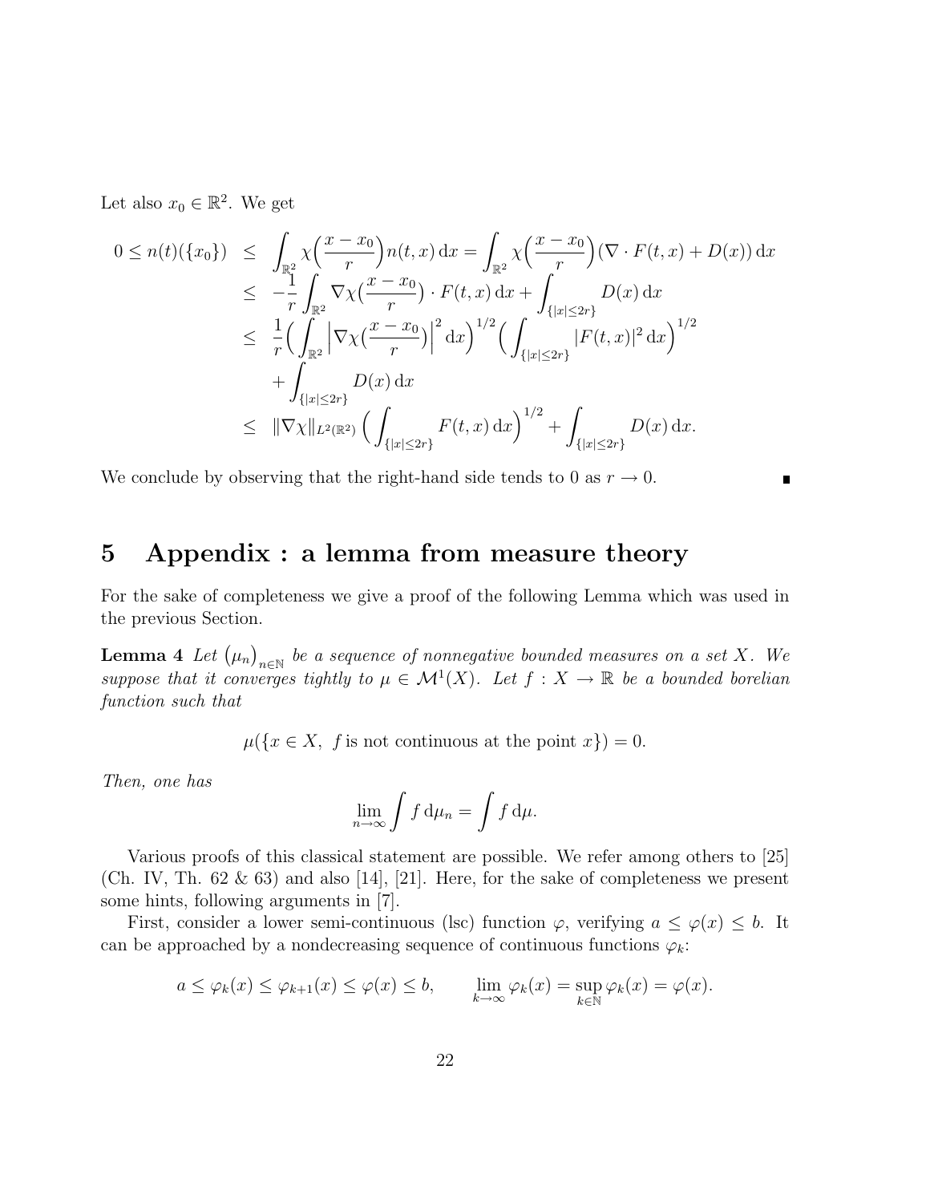Let also $x_0 \in \mathbb{R}^2$. We get

$$
\begin{aligned}
0 \le n(t)(\{x_0\}) &\le \int_{\mathbb{R}^2} \chi\Big(\frac{x-x_0}{r}\Big) n(t,x)\,\mathrm{d}x = \int_{\mathbb{R}^2} \chi\Big(\frac{x-x_0}{r}\Big)(\nabla\cdot F(t,x) + D(x))\,\mathrm{d}x \\
&\le -\frac{1}{r}\int_{\mathbb{R}^2} \nabla\chi\big(\frac{x-x_0}{r}\big)\cdot F(t,x)\,\mathrm{d}x + \int_{\{|x|\le 2r\}} D(x)\,\mathrm{d}x \\
&\le \frac{1}{r}\Big(\int_{\mathbb{R}^2} \Big|\nabla\chi\big(\frac{x-x_0}{r}\big)\Big|^2\,\mathrm{d}x\Big)^{1/2}\Big(\int_{\{|x|\le 2r\}} |F(t,x)|^2\,\mathrm{d}x\Big)^{1/2} \\
&\quad + \int_{\{|x|\le 2r\}} D(x)\,\mathrm{d}x \\
&\le \|\nabla\chi\|_{L^2(\mathbb{R}^2)}\Big(\int_{\{|x|\le 2r\}} F(t,x)\,\mathrm{d}x\Big)^{1/2} + \int_{\{|x|\le 2r\}} D(x)\,\mathrm{d}x.
\end{aligned}
$$

We conclude by observing that the right-hand side tends to 0 as $r \to 0$. ∎

# 5 Appendix : a lemma from measure theory

For the sake of completeness we give a proof of the following Lemma which was used in the previous Section.

**Lemma 4** *Let $\big(\mu_n\big)_{n\in\mathbb{N}}$ be a sequence of nonnegative bounded measures on a set $X$. We suppose that it converges tightly to $\mu \in \mathcal{M}^1(X)$. Let $f : X \to \mathbb{R}$ be a bounded borelian function such that*

$$\mu(\{x \in X,\ f \text{ is not continuous at the point } x\}) = 0.$$

*Then, one has*

$$\lim_{n\to\infty} \int f\,\mathrm{d}\mu_n = \int f\,\mathrm{d}\mu.$$

Various proofs of this classical statement are possible. We refer among others to [25] (Ch. IV, Th. 62 & 63) and also [14], [21]. Here, for the sake of completeness we present some hints, following arguments in [7].

First, consider a lower semi-continuous (lsc) function $\varphi$, verifying $a \le \varphi(x) \le b$. It can be approached by a nondecreasing sequence of continuous functions $\varphi_k$:

$$a \le \varphi_k(x) \le \varphi_{k+1}(x) \le \varphi(x) \le b, \qquad \lim_{k\to\infty} \varphi_k(x) = \sup_{k\in\mathbb{N}} \varphi_k(x) = \varphi(x).$$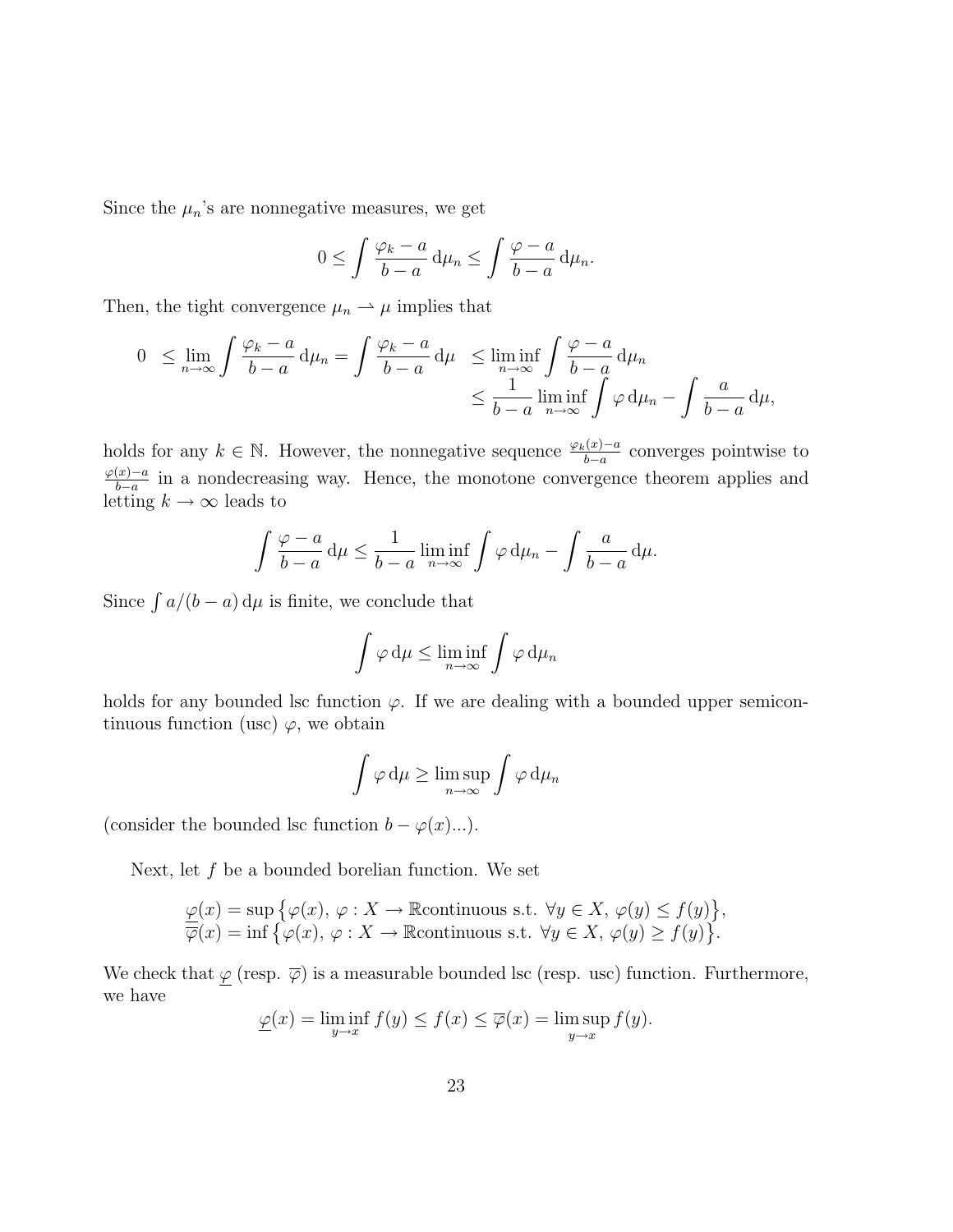Since the $\mu_n$'s are nonnegative measures, we get

$$0 \le \int \frac{\varphi_k - a}{b-a}\,\mathrm{d}\mu_n \le \int \frac{\varphi - a}{b-a}\,\mathrm{d}\mu_n.$$

Then, the tight convergence $\mu_n \rightharpoonup \mu$ implies that

$$\begin{aligned} 0 \ &\le \lim_{n\to\infty} \int \frac{\varphi_k - a}{b-a}\,\mathrm{d}\mu_n = \int \frac{\varphi_k - a}{b-a}\,\mathrm{d}\mu \ \le \liminf_{n\to\infty} \int \frac{\varphi - a}{b-a}\,\mathrm{d}\mu_n \\ &\le \frac{1}{b-a} \liminf_{n\to\infty} \int \varphi\,\mathrm{d}\mu_n - \int \frac{a}{b-a}\,\mathrm{d}\mu, \end{aligned}$$

holds for any $k \in \mathbb{N}$. However, the nonnegative sequence $\frac{\varphi_k(x)-a}{b-a}$ converges pointwise to $\frac{\varphi(x)-a}{b-a}$ in a nondecreasing way. Hence, the monotone convergence theorem applies and letting $k \to \infty$ leads to

$$\int \frac{\varphi - a}{b-a}\,\mathrm{d}\mu \le \frac{1}{b-a} \liminf_{n\to\infty} \int \varphi\,\mathrm{d}\mu_n - \int \frac{a}{b-a}\,\mathrm{d}\mu.$$

Since $\int a/(b-a)\,\mathrm{d}\mu$ is finite, we conclude that

$$\int \varphi\,\mathrm{d}\mu \le \liminf_{n\to\infty} \int \varphi\,\mathrm{d}\mu_n$$

holds for any bounded lsc function $\varphi$. If we are dealing with a bounded upper semicontinuous function (usc) $\varphi$, we obtain

$$\int \varphi\,\mathrm{d}\mu \ge \limsup_{n\to\infty} \int \varphi\,\mathrm{d}\mu_n$$

(consider the bounded lsc function $b - \varphi(x)$...).

Next, let $f$ be a bounded borelian function. We set

$$\begin{aligned} \underline{\varphi}(x) &= \sup\big\{\varphi(x),\ \varphi : X \to \mathbb{R}\text{continuous s.t. } \forall y \in X,\ \varphi(y) \le f(y)\big\}, \\ \overline{\varphi}(x) &= \inf\big\{\varphi(x),\ \varphi : X \to \mathbb{R}\text{continuous s.t. } \forall y \in X,\ \varphi(y) \ge f(y)\big\}. \end{aligned}$$

We check that $\underline{\varphi}$ (resp. $\overline{\varphi}$) is a measurable bounded lsc (resp. usc) function. Furthermore, we have

$$\underline{\varphi}(x) = \liminf_{y\to x} f(y) \le f(x) \le \overline{\varphi}(x) = \limsup_{y\to x} f(y).$$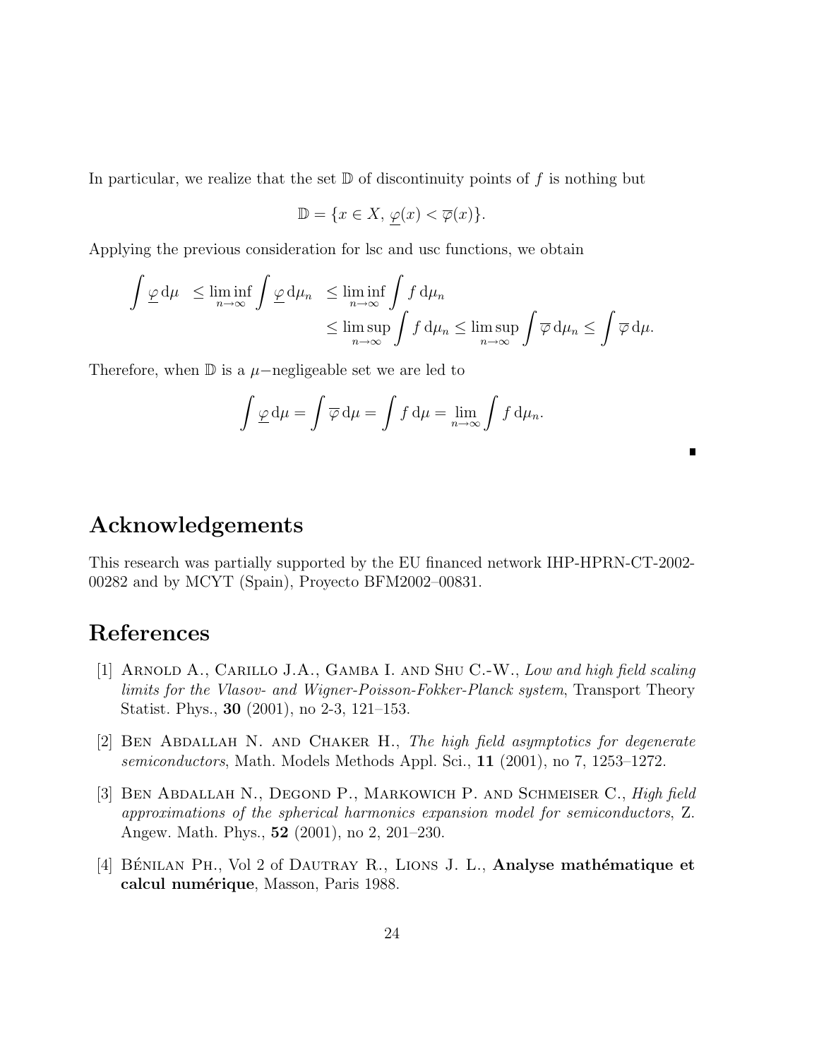In particular, we realize that the set $\mathbb{D}$ of discontinuity points of $f$ is nothing but

$$\mathbb{D} = \{x \in X,\ \underline{\varphi}(x) < \overline{\varphi}(x)\}.$$

Applying the previous consideration for lsc and usc functions, we obtain

$$\begin{aligned}
\int \underline{\varphi}\,\mathrm{d}\mu \ \ &\leq \liminf_{n\to\infty} \int \underline{\varphi}\,\mathrm{d}\mu_n \ \ \leq \liminf_{n\to\infty} \int f\,\mathrm{d}\mu_n \\
&\qquad\qquad\qquad\qquad \leq \limsup_{n\to\infty} \int f\,\mathrm{d}\mu_n \leq \limsup_{n\to\infty} \int \overline{\varphi}\,\mathrm{d}\mu_n \leq \int \overline{\varphi}\,\mathrm{d}\mu.
\end{aligned}$$

Therefore, when $\mathbb{D}$ is a $\mu-$negligeable set we are led to

$$\int \underline{\varphi}\,\mathrm{d}\mu = \int \overline{\varphi}\,\mathrm{d}\mu = \int f\,\mathrm{d}\mu = \lim_{n\to\infty} \int f\,\mathrm{d}\mu_n.$$

∎

# Acknowledgements

This research was partially supported by the EU financed network IHP-HPRN-CT-2002-00282 and by MCYT (Spain), Proyecto BFM2002–00831.

# References

[1] Arnold A., Carillo J.A., Gamba I. and Shu C.-W., *Low and high field scaling limits for the Vlasov- and Wigner-Poisson-Fokker-Planck system*, Transport Theory Statist. Phys., **30** (2001), no 2-3, 121–153.

[2] Ben Abdallah N. and Chaker H., *The high field asymptotics for degenerate semiconductors*, Math. Models Methods Appl. Sci., **11** (2001), no 7, 1253–1272.

[3] Ben Abdallah N., Degond P., Markowich P. and Schmeiser C., *High field approximations of the spherical harmonics expansion model for semiconductors*, Z. Angew. Math. Phys., **52** (2001), no 2, 201–230.

[4] Bénilan Ph., Vol 2 of Dautray R., Lions J. L., **Analyse mathématique et calcul numérique**, Masson, Paris 1988.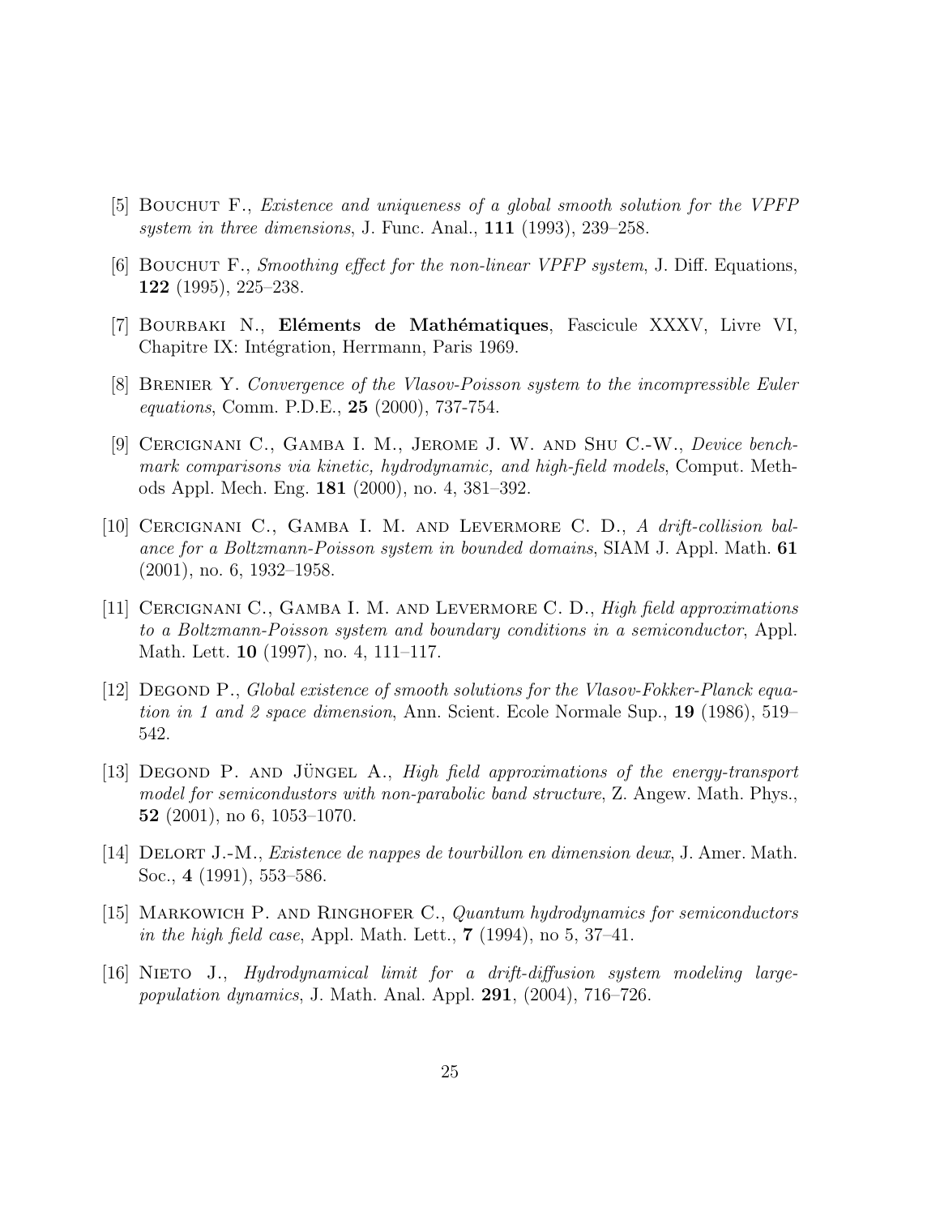[5] Bouchut F., *Existence and uniqueness of a global smooth solution for the VPFP system in three dimensions*, J. Func. Anal., **111** (1993), 239–258.

[6] Bouchut F., *Smoothing effect for the non-linear VPFP system*, J. Diff. Equations, **122** (1995), 225–238.

[7] Bourbaki N., **Eléments de Mathématiques**, Fascicule XXXV, Livre VI, Chapitre IX: Intégration, Herrmann, Paris 1969.

[8] Brenier Y. *Convergence of the Vlasov-Poisson system to the incompressible Euler equations*, Comm. P.D.E., **25** (2000), 737-754.

[9] Cercignani C., Gamba I. M., Jerome J. W. and Shu C.-W., *Device benchmark comparisons via kinetic, hydrodynamic, and high-field models*, Comput. Methods Appl. Mech. Eng. **181** (2000), no. 4, 381–392.

[10] Cercignani C., Gamba I. M. and Levermore C. D., *A drift-collision balance for a Boltzmann-Poisson system in bounded domains*, SIAM J. Appl. Math. **61** (2001), no. 6, 1932–1958.

[11] Cercignani C., Gamba I. M. and Levermore C. D., *High field approximations to a Boltzmann-Poisson system and boundary conditions in a semiconductor*, Appl. Math. Lett. **10** (1997), no. 4, 111–117.

[12] Degond P., *Global existence of smooth solutions for the Vlasov-Fokker-Planck equation in 1 and 2 space dimension*, Ann. Scient. Ecole Normale Sup., **19** (1986), 519–542.

[13] Degond P. and Jüngel A., *High field approximations of the energy-transport model for semicondustors with non-parabolic band structure*, Z. Angew. Math. Phys., **52** (2001), no 6, 1053–1070.

[14] Delort J.-M., *Existence de nappes de tourbillon en dimension deux*, J. Amer. Math. Soc., **4** (1991), 553–586.

[15] Markowich P. and Ringhofer C., *Quantum hydrodynamics for semiconductors in the high field case*, Appl. Math. Lett., **7** (1994), no 5, 37–41.

[16] Nieto J., *Hydrodynamical limit for a drift-diffusion system modeling large-population dynamics*, J. Math. Anal. Appl. **291**, (2004), 716–726.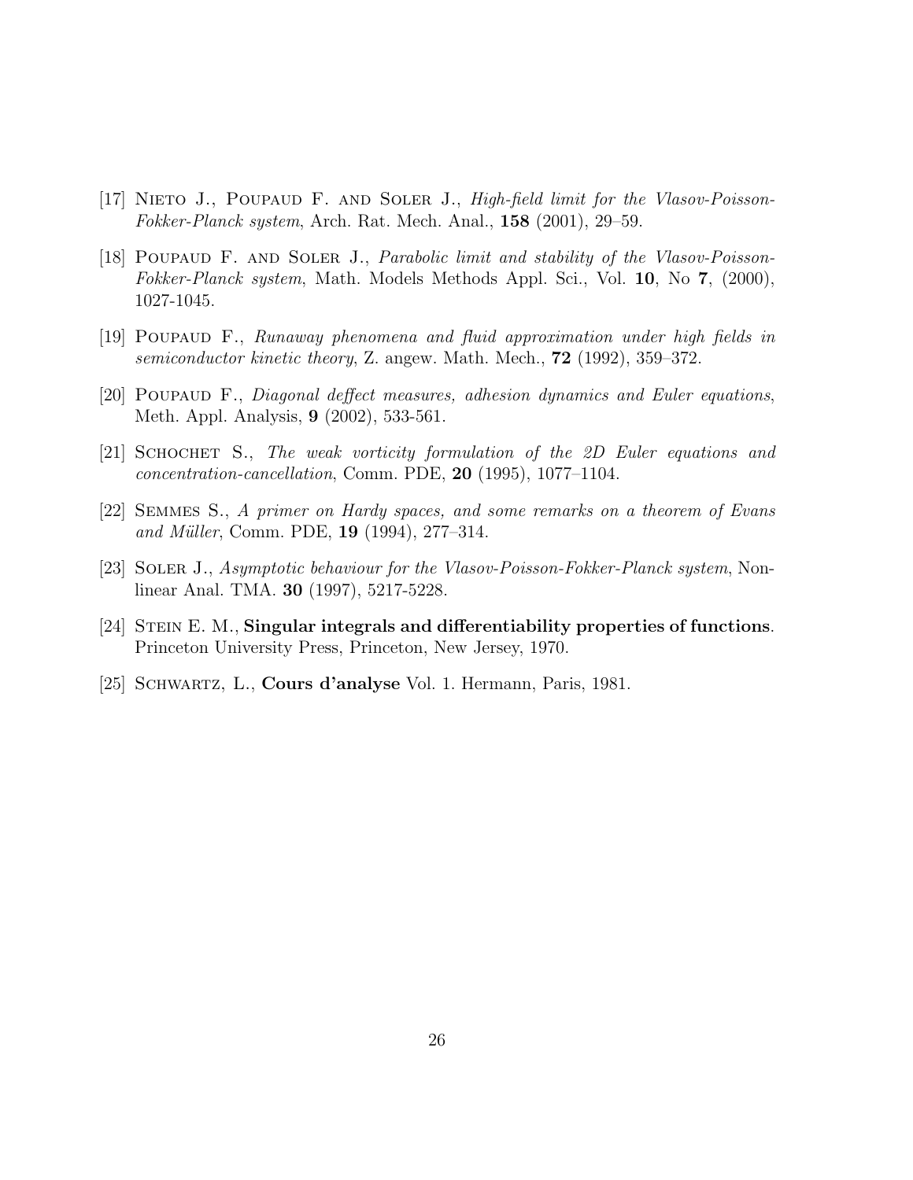[17] Nieto J., Poupaud F. and Soler J., *High-field limit for the Vlasov-Poisson-Fokker-Planck system*, Arch. Rat. Mech. Anal., **158** (2001), 29–59.

[18] Poupaud F. and Soler J., *Parabolic limit and stability of the Vlasov-Poisson-Fokker-Planck system*, Math. Models Methods Appl. Sci., Vol. **10**, No **7**, (2000), 1027-1045.

[19] Poupaud F., *Runaway phenomena and fluid approximation under high fields in semiconductor kinetic theory*, Z. angew. Math. Mech., **72** (1992), 359–372.

[20] Poupaud F., *Diagonal deffect measures, adhesion dynamics and Euler equations*, Meth. Appl. Analysis, **9** (2002), 533-561.

[21] Schochet S., *The weak vorticity formulation of the 2D Euler equations and concentration-cancellation*, Comm. PDE, **20** (1995), 1077–1104.

[22] Semmes S., *A primer on Hardy spaces, and some remarks on a theorem of Evans and Müller*, Comm. PDE, **19** (1994), 277–314.

[23] Soler J., *Asymptotic behaviour for the Vlasov-Poisson-Fokker-Planck system*, Nonlinear Anal. TMA. **30** (1997), 5217-5228.

[24] Stein E. M., **Singular integrals and differentiability properties of functions**. Princeton University Press, Princeton, New Jersey, 1970.

[25] Schwartz, L., **Cours d'analyse** Vol. 1. Hermann, Paris, 1981.